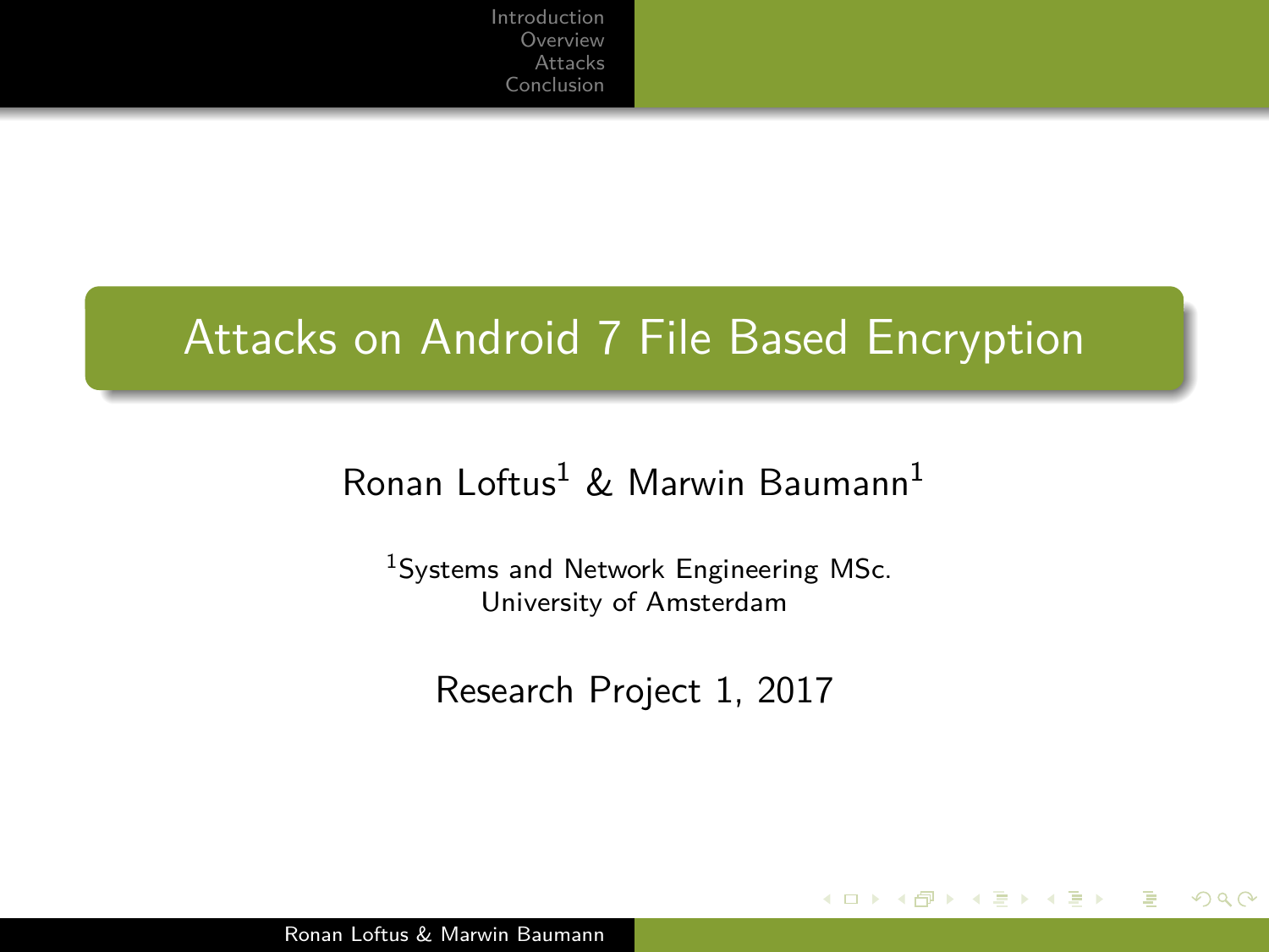# Attacks on Android 7 File Based Encryption

Ronan Loftus[1] & Marwin Baumann[1]

[1]Systems and Network Engineering MSc.
University of Amsterdam

Research Project 1, 2017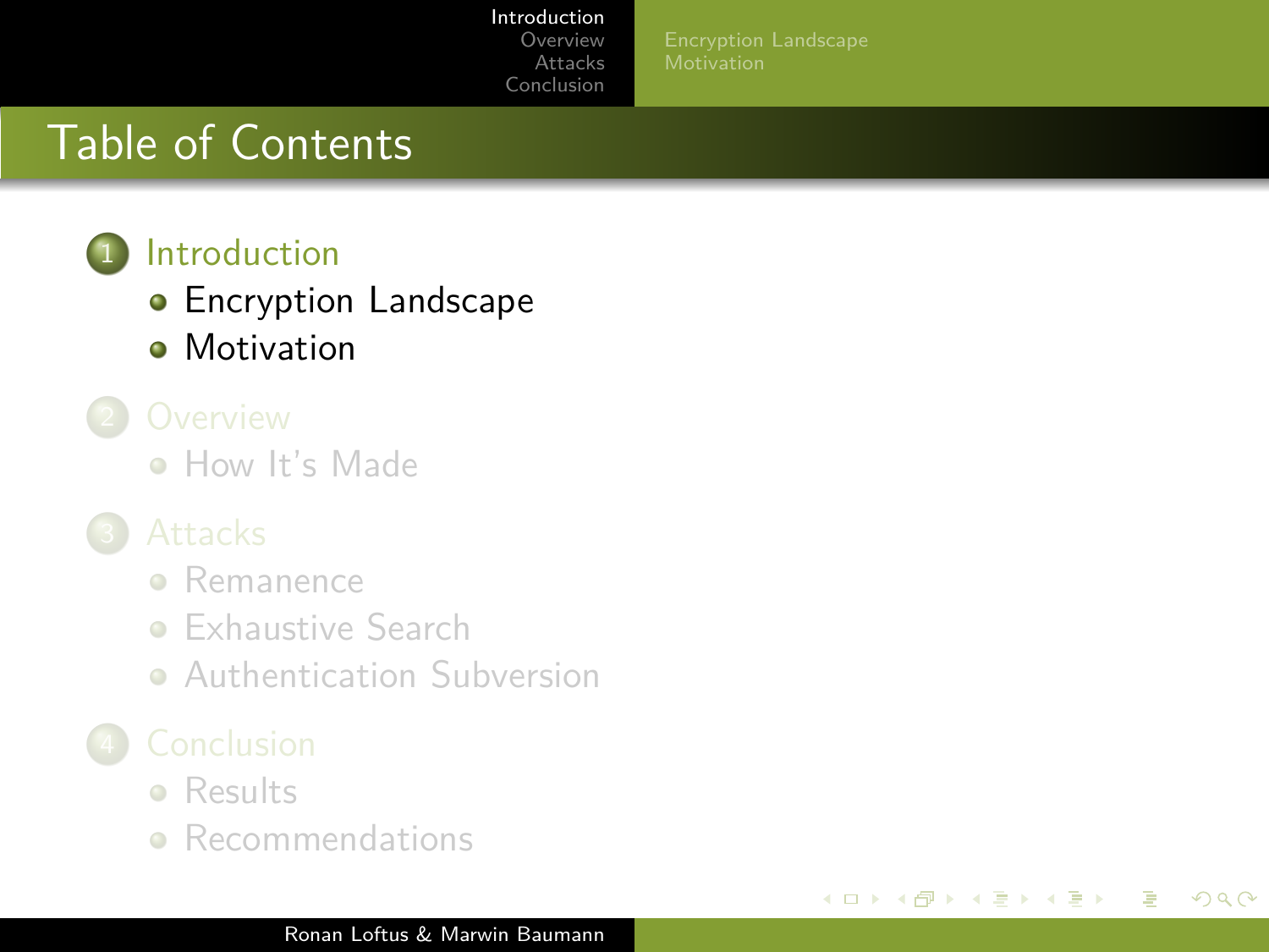# Table of Contents

1. Introduction
   - Encryption Landscape
   - Motivation
2. Overview
   - How It's Made
3. Attacks
   - Remanence
   - Exhaustive Search
   - Authentication Subversion
4. Conclusion
   - Results
   - Recommendations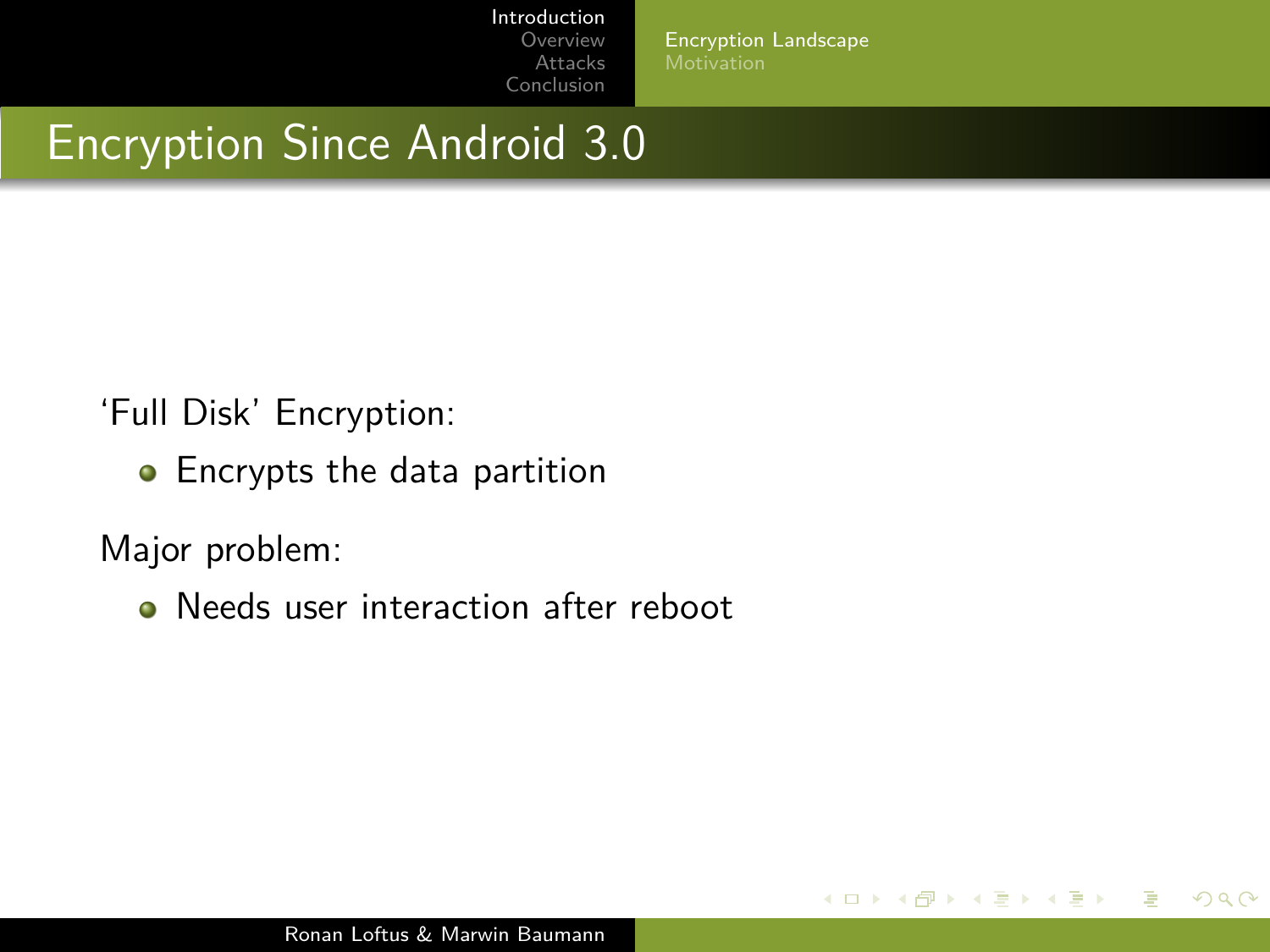# Encryption Since Android 3.0

'Full Disk' Encryption:

- Encrypts the data partition

Major problem:

- Needs user interaction after reboot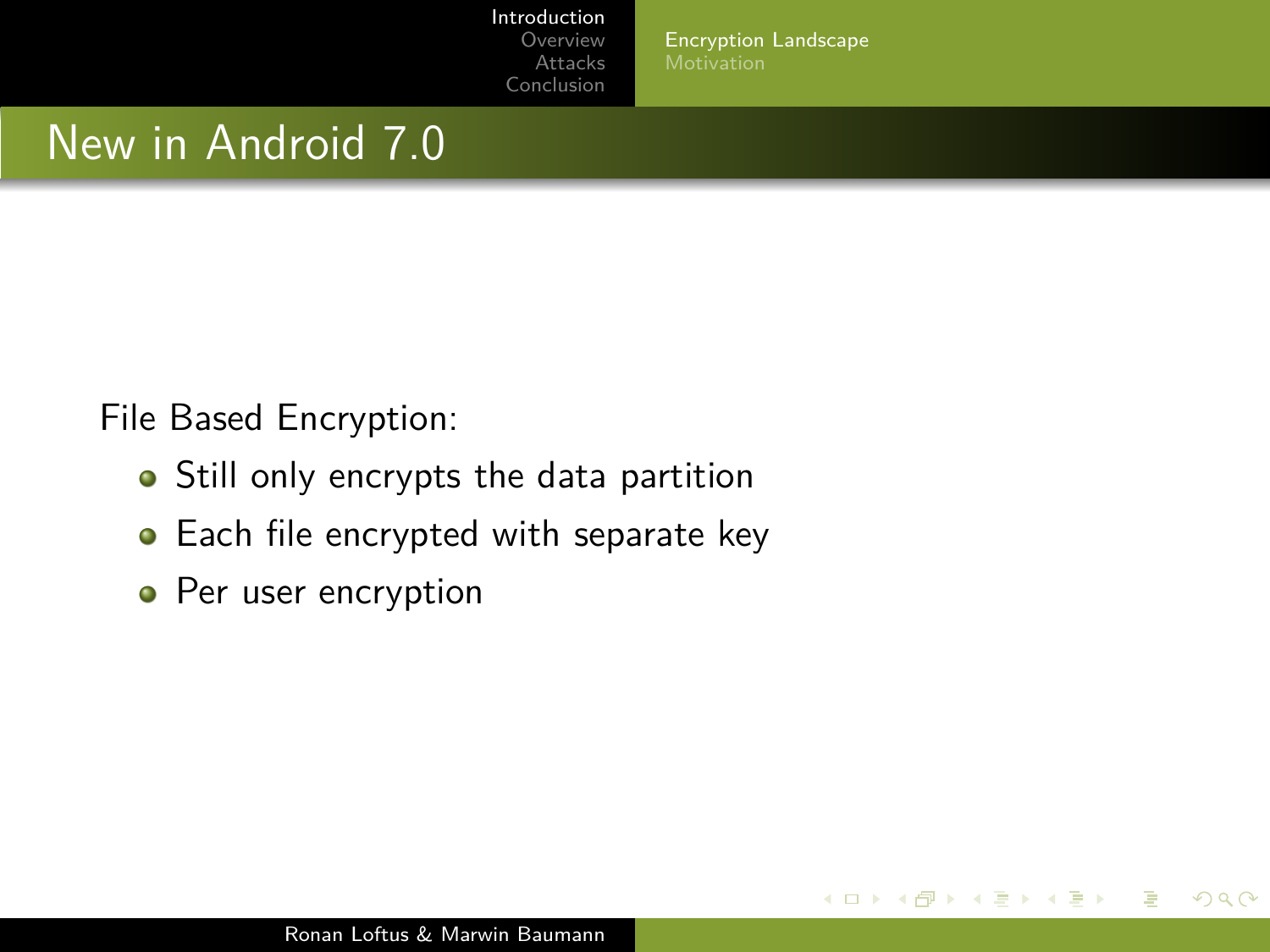## New in Android 7.0

File Based Encryption:

- Still only encrypts the data partition
- Each file encrypted with separate key
- Per user encryption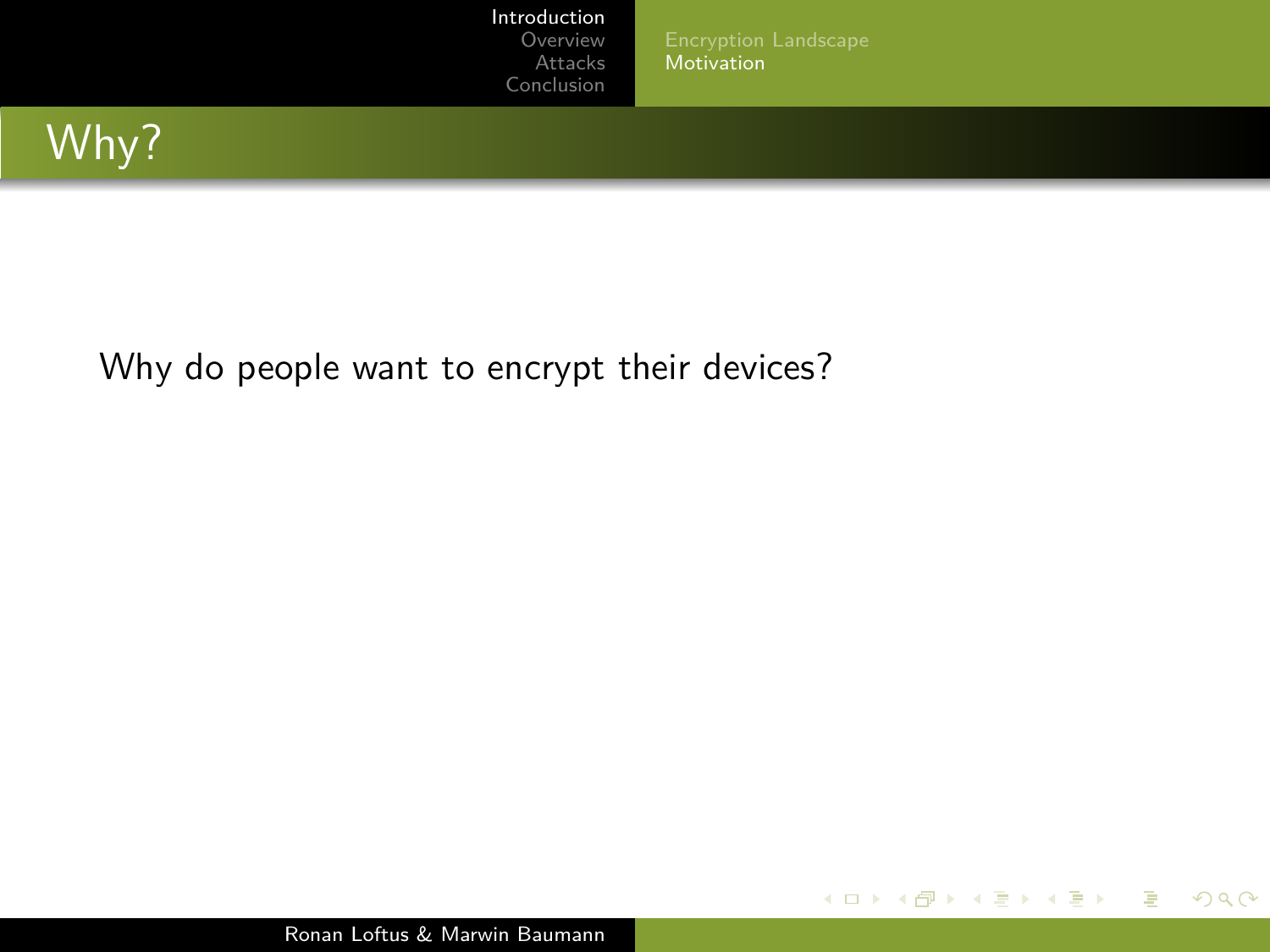# Why?

Why do people want to encrypt their devices?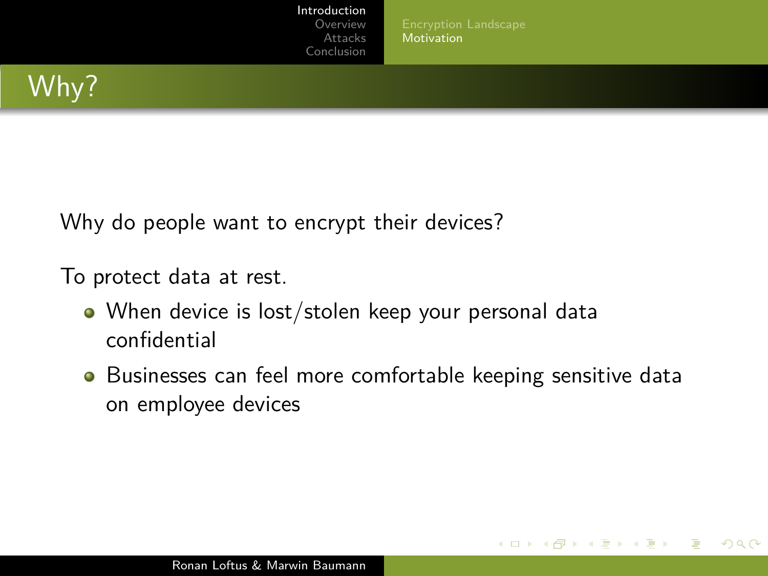# Why?

Why do people want to encrypt their devices?

To protect data at rest.

- When device is lost/stolen keep your personal data confidential
- Businesses can feel more comfortable keeping sensitive data on employee devices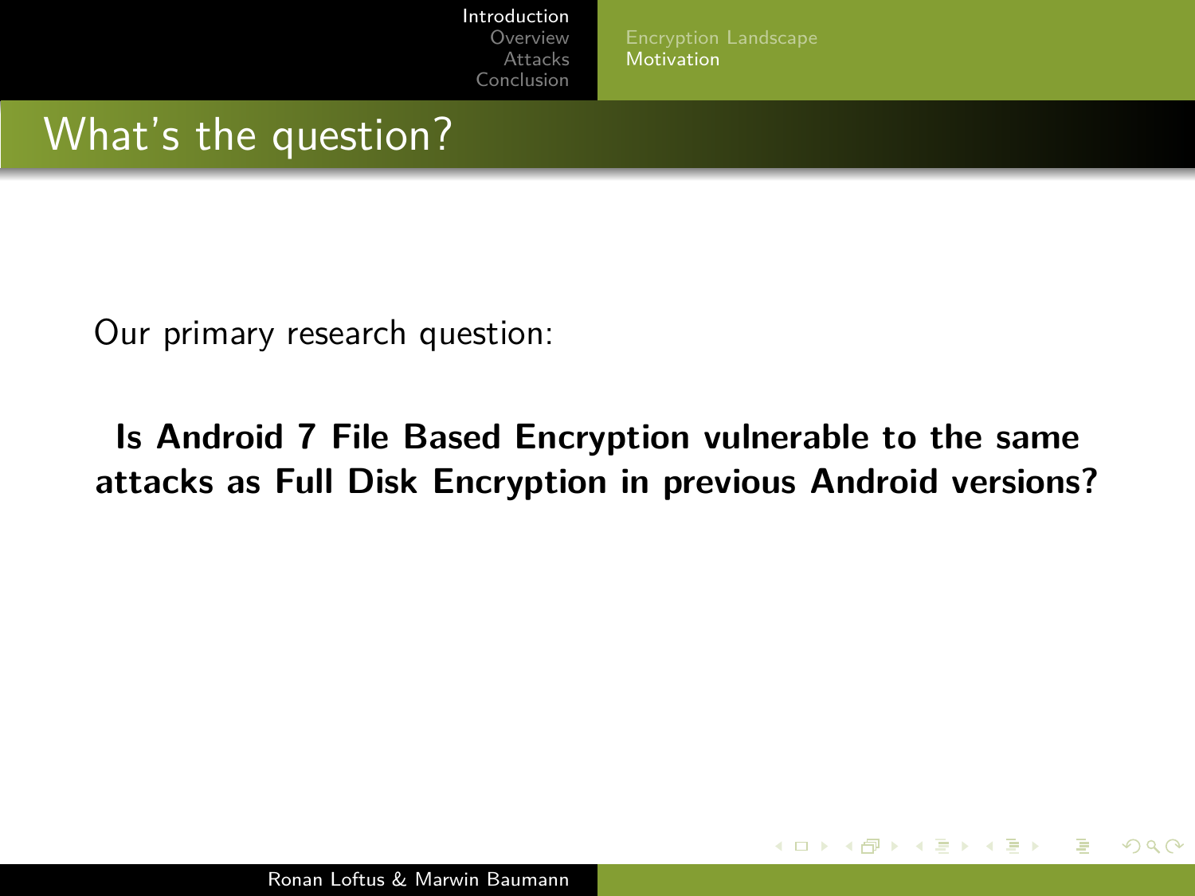## What's the question?

Our primary research question:

**Is Android 7 File Based Encryption vulnerable to the same attacks as Full Disk Encryption in previous Android versions?**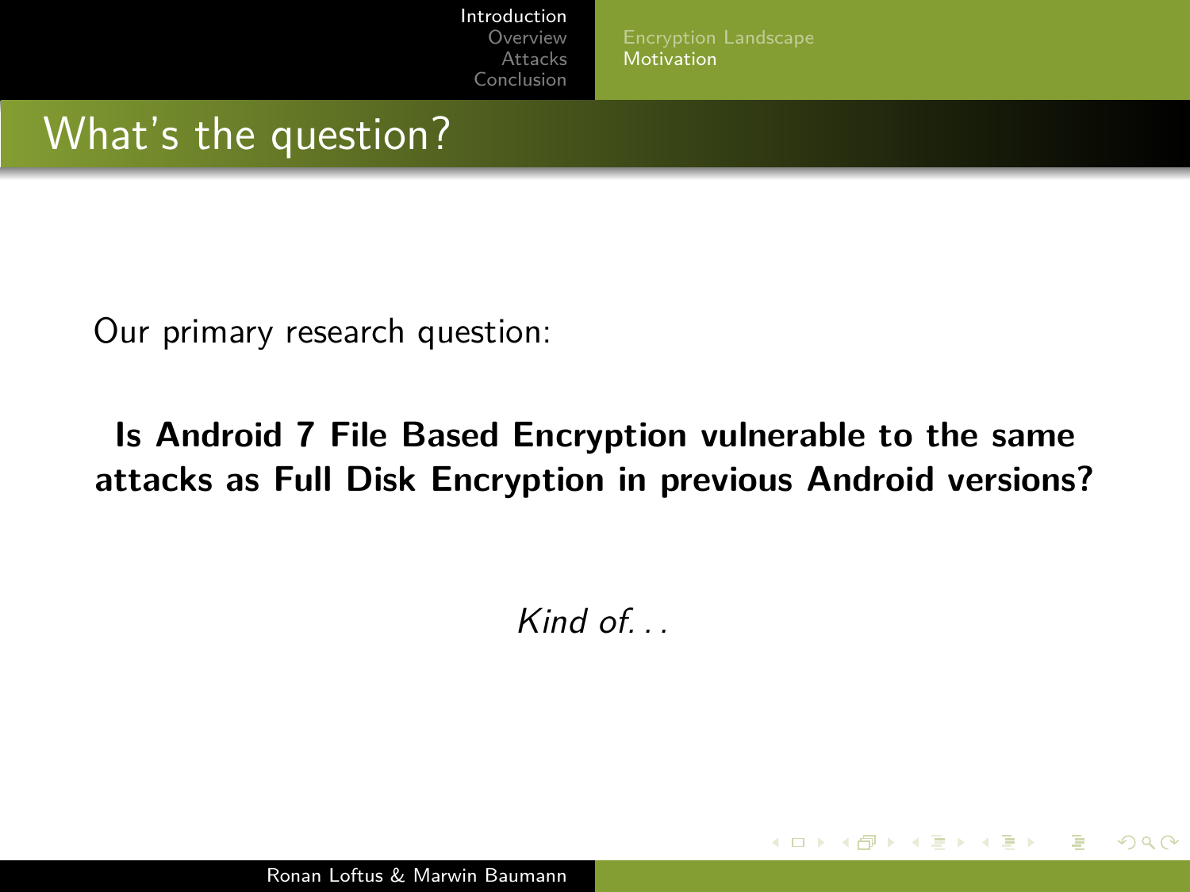## What's the question?

Our primary research question:

**Is Android 7 File Based Encryption vulnerable to the same attacks as Full Disk Encryption in previous Android versions?**

*Kind of...*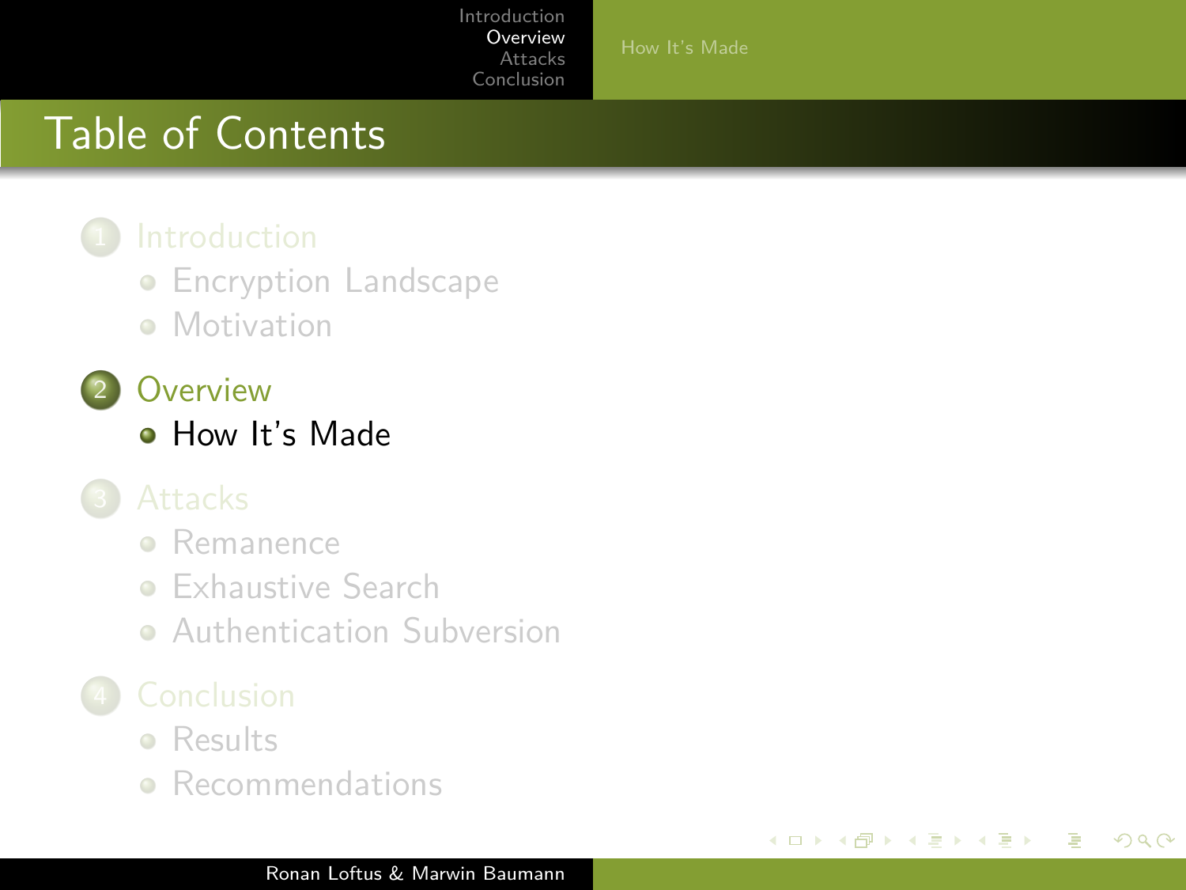# Table of Contents

1. Introduction
   - Encryption Landscape
   - Motivation
2. Overview
   - How It's Made
3. Attacks
   - Remanence
   - Exhaustive Search
   - Authentication Subversion
4. Conclusion
   - Results
   - Recommendations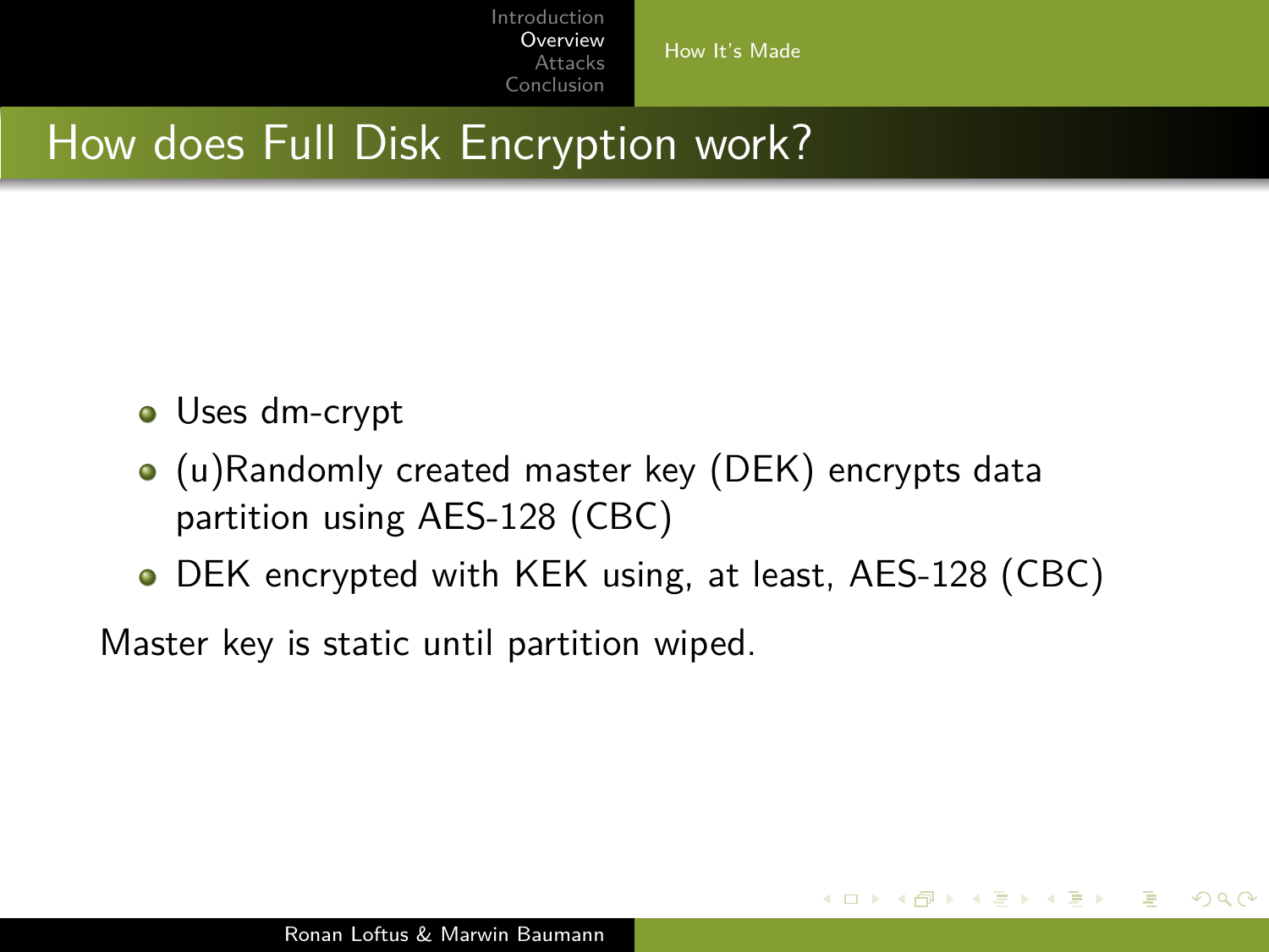# How does Full Disk Encryption work?

- Uses dm-crypt
- (u)Randomly created master key (DEK) encrypts data partition using AES-128 (CBC)
- DEK encrypted with KEK using, at least, AES-128 (CBC)

Master key is static until partition wiped.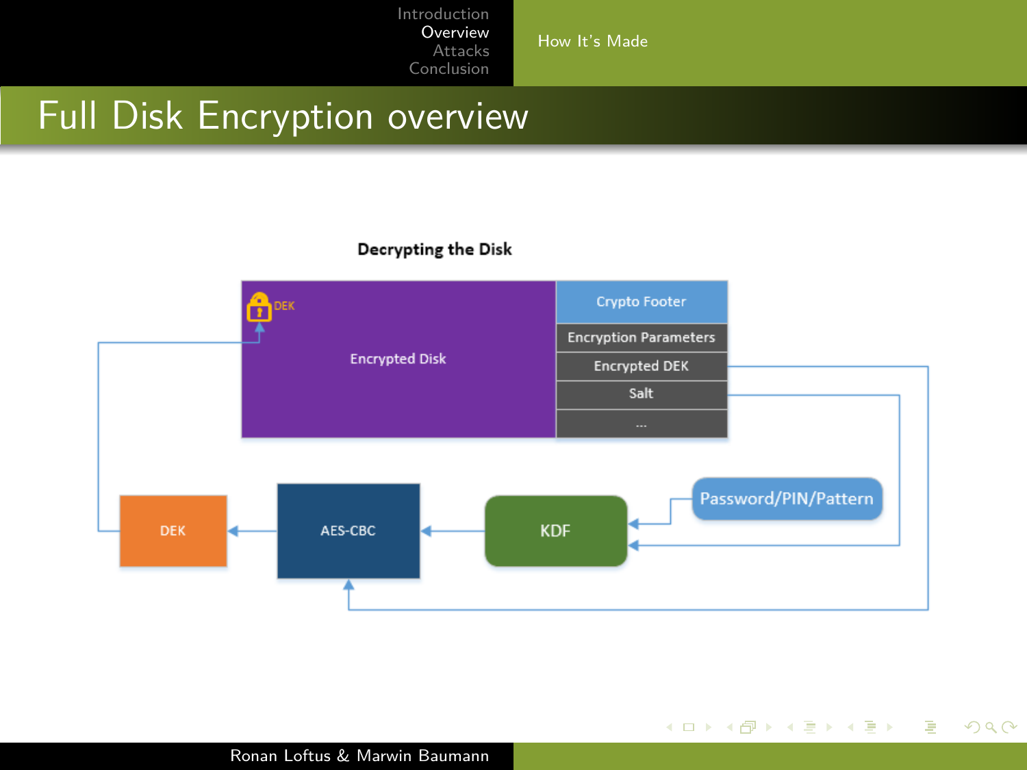# Full Disk Encryption overview

**Decrypting the Disk**

Encrypted Disk

DEK

Crypto Footer

Encryption Parameters

Encrypted DEK

Salt

...

Password/PIN/Pattern

DEK

AES-CBC

KDF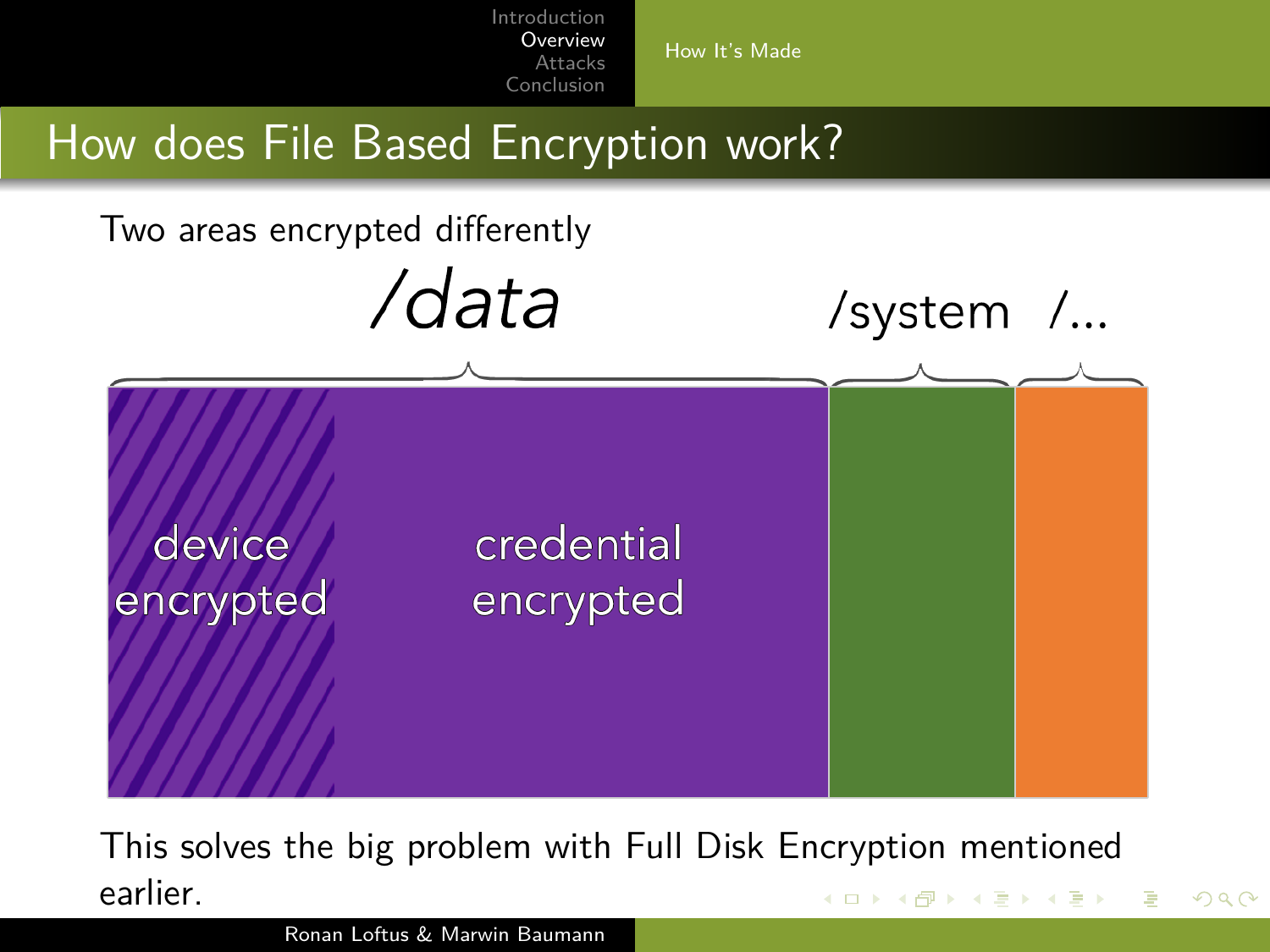# How does File Based Encryption work?

Two areas encrypted differently

/data

/system /...

device encrypted

credential encrypted

This solves the big problem with Full Disk Encryption mentioned earlier.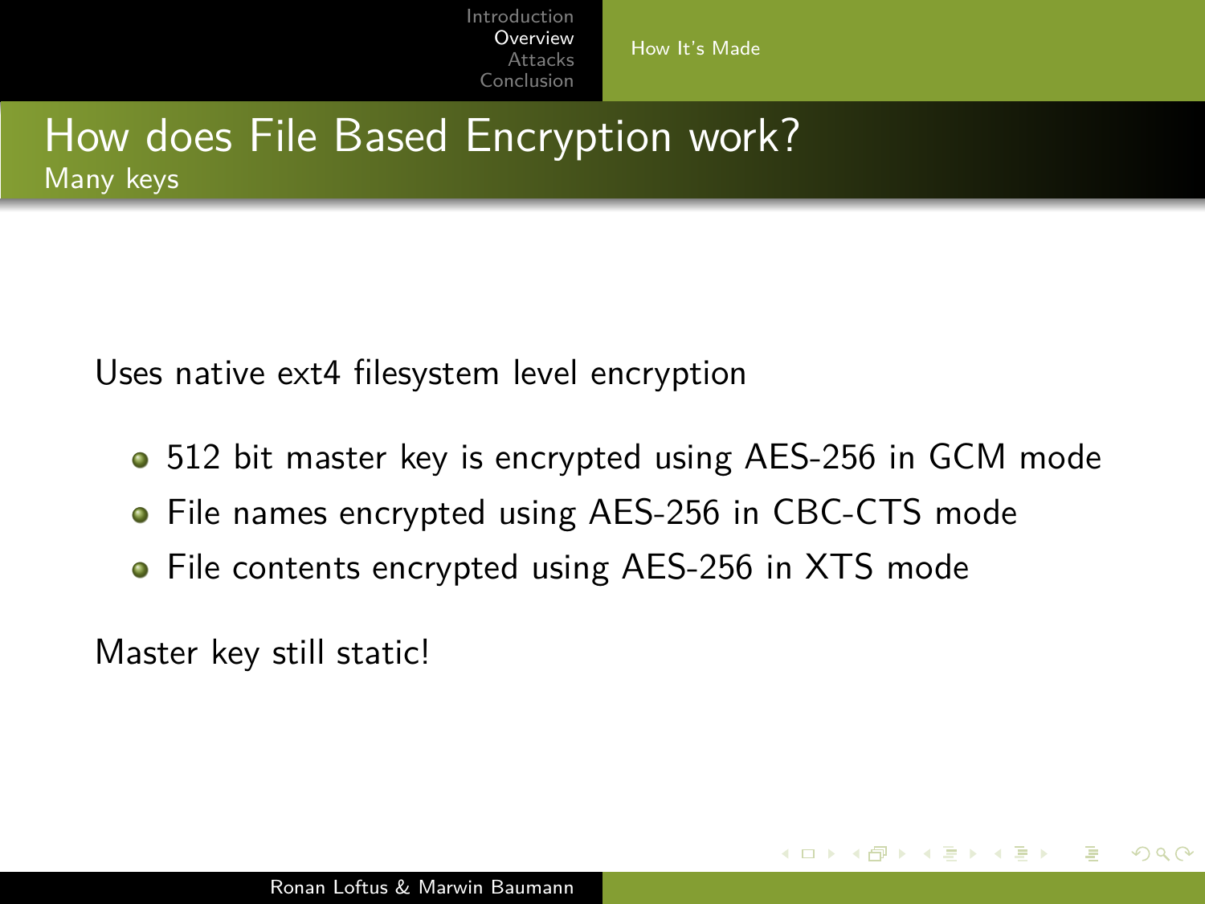# How does File Based Encryption work?

## Many keys

Uses native ext4 filesystem level encryption

- 512 bit master key is encrypted using AES-256 in GCM mode
- File names encrypted using AES-256 in CBC-CTS mode
- File contents encrypted using AES-256 in XTS mode

Master key still static!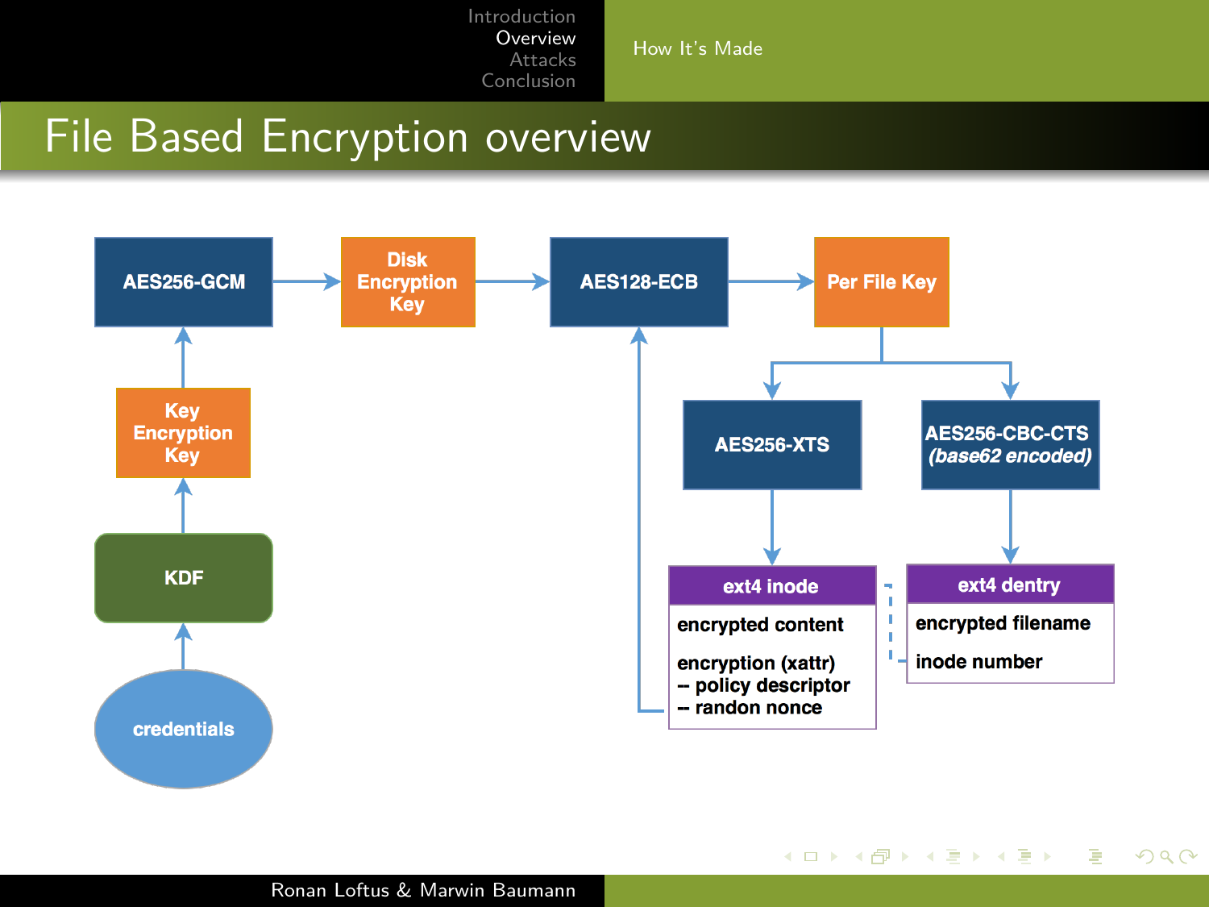# File Based Encryption overview

- credentials → KDF → Key Encryption Key → AES256-GCM → Disk Encryption Key → AES128-ECB → Per File Key
- Per File Key → AES256-XTS → ext4 inode
- Per File Key → AES256-CBC-CTS *(base62 encoded)* → ext4 dentry
- ext4 inode (policy descriptor, randon nonce) → AES128-ECB

**ext4 inode**
- encrypted content
- encryption (xattr)
  - -- policy descriptor
  - -- randon nonce

**ext4 dentry**
- encrypted filename
- inode number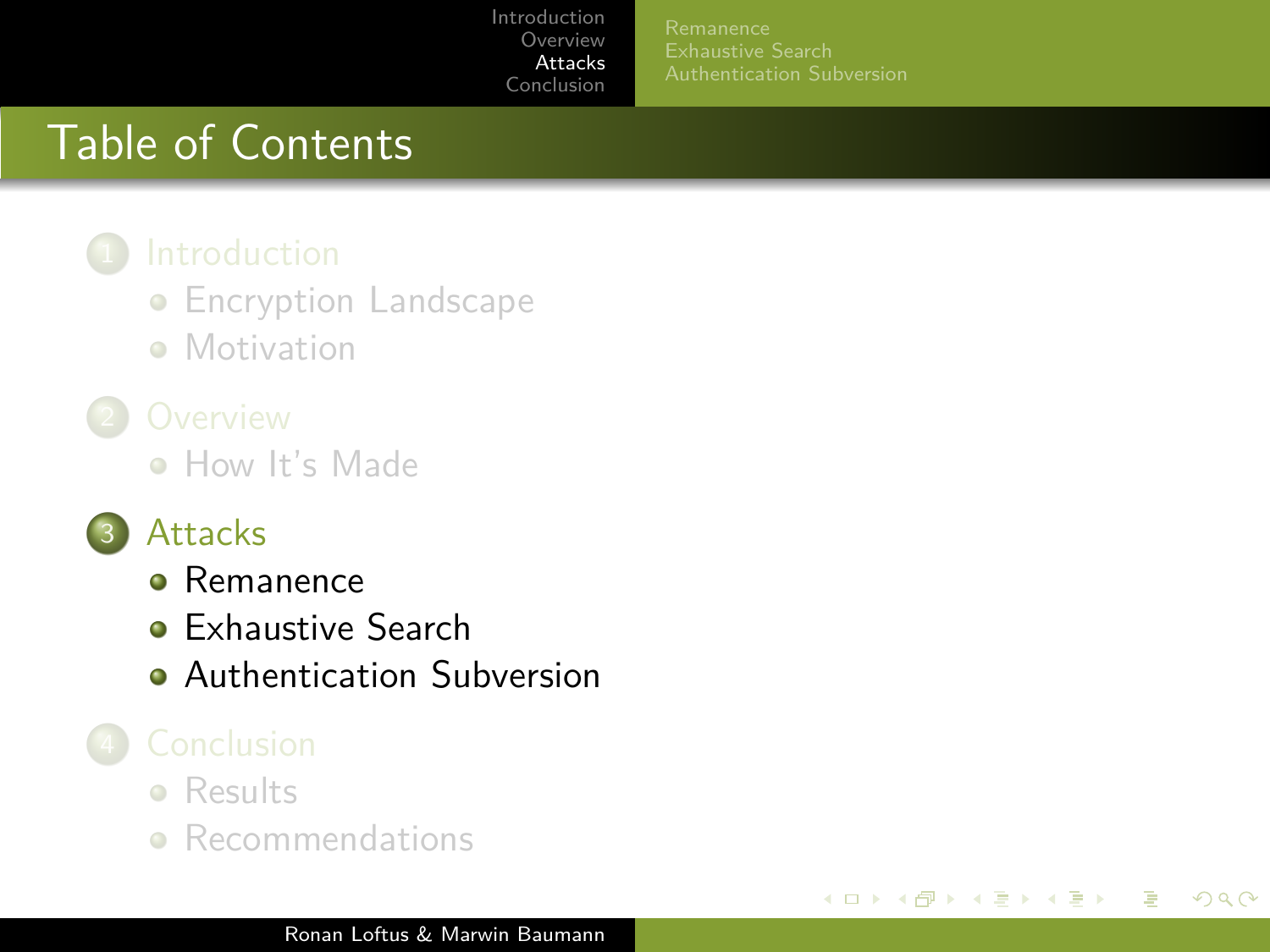# Table of Contents

1. Introduction
   - Encryption Landscape
   - Motivation
2. Overview
   - How It's Made
3. Attacks
   - Remanence
   - Exhaustive Search
   - Authentication Subversion
4. Conclusion
   - Results
   - Recommendations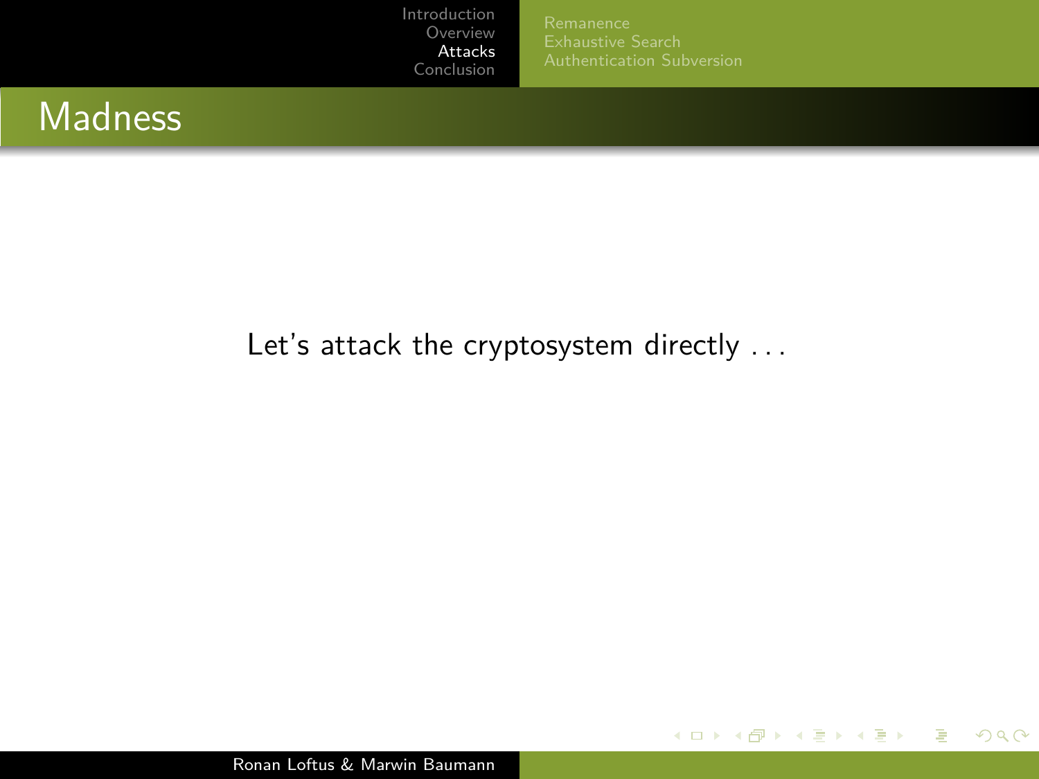## Madness

Let's attack the cryptosystem directly ...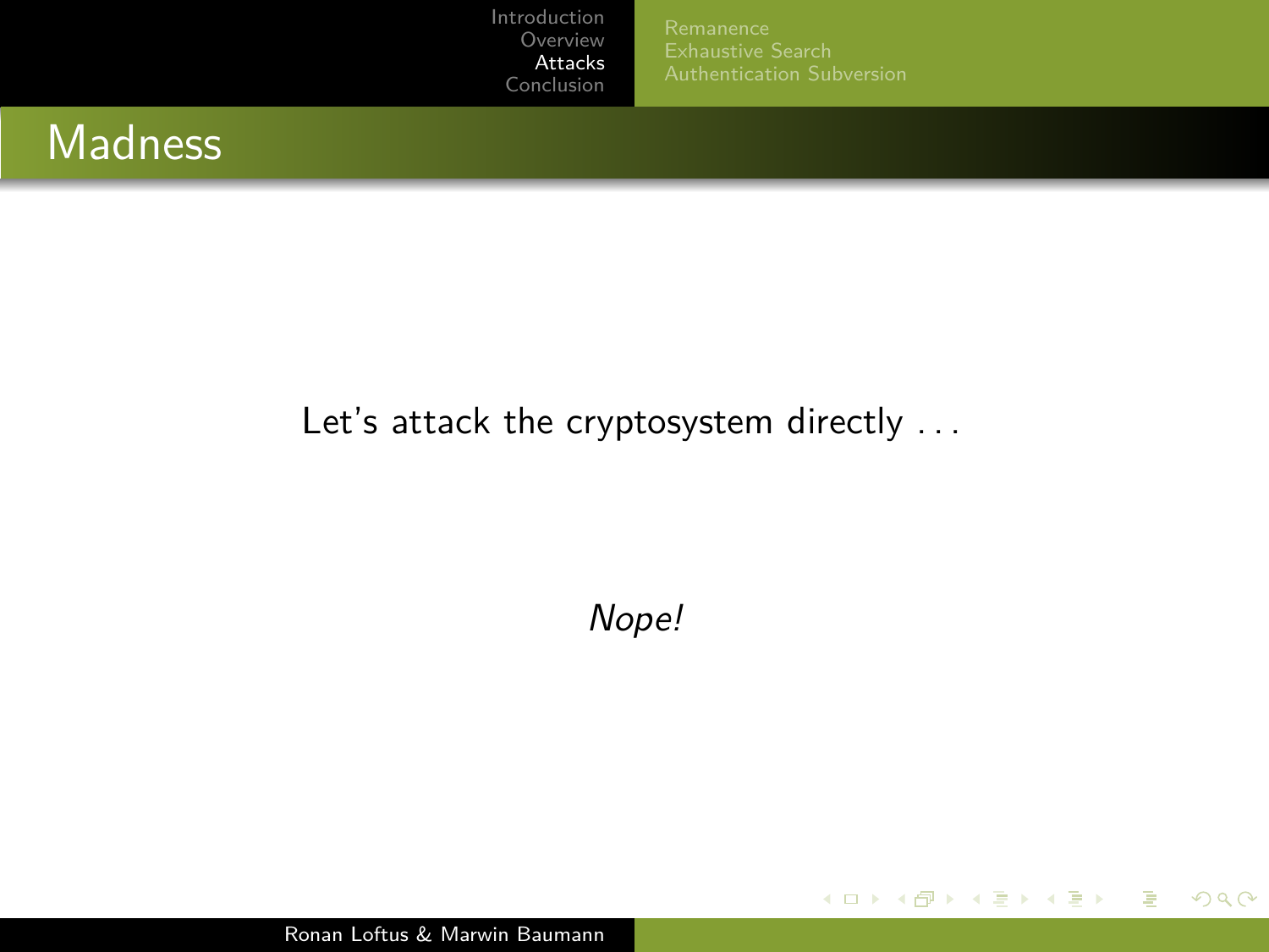## Madness

Let's attack the cryptosystem directly ...

*Nope!*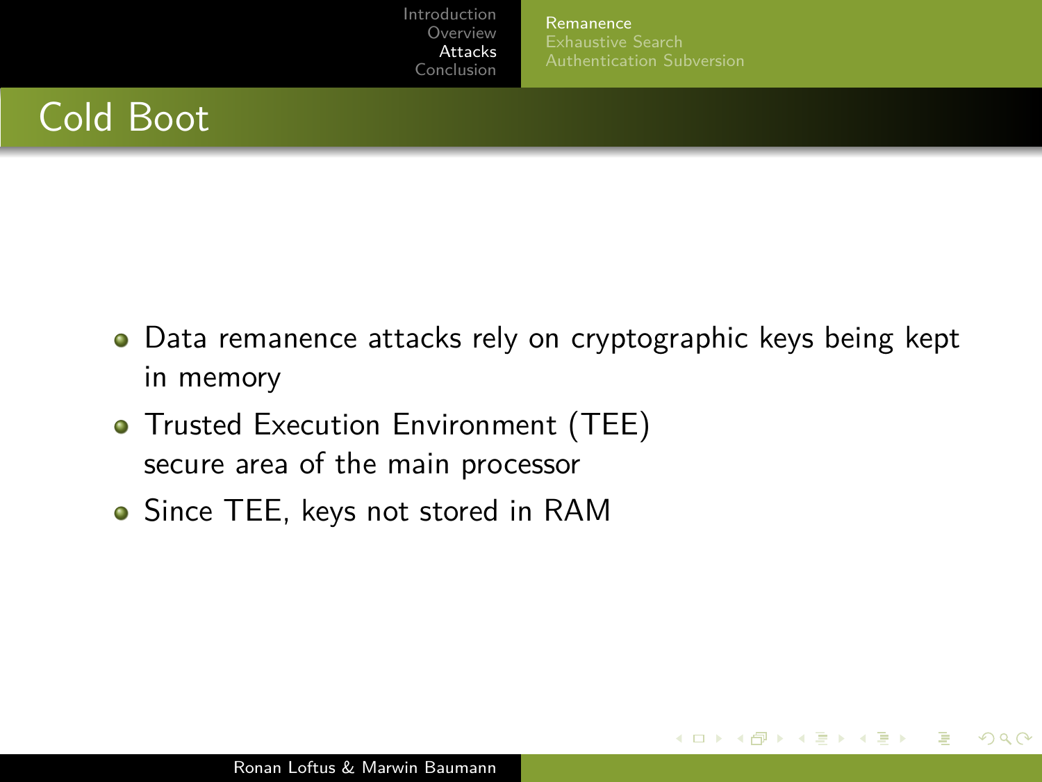# Cold Boot

- Data remanence attacks rely on cryptographic keys being kept in memory
- Trusted Execution Environment (TEE)
  secure area of the main processor
- Since TEE, keys not stored in RAM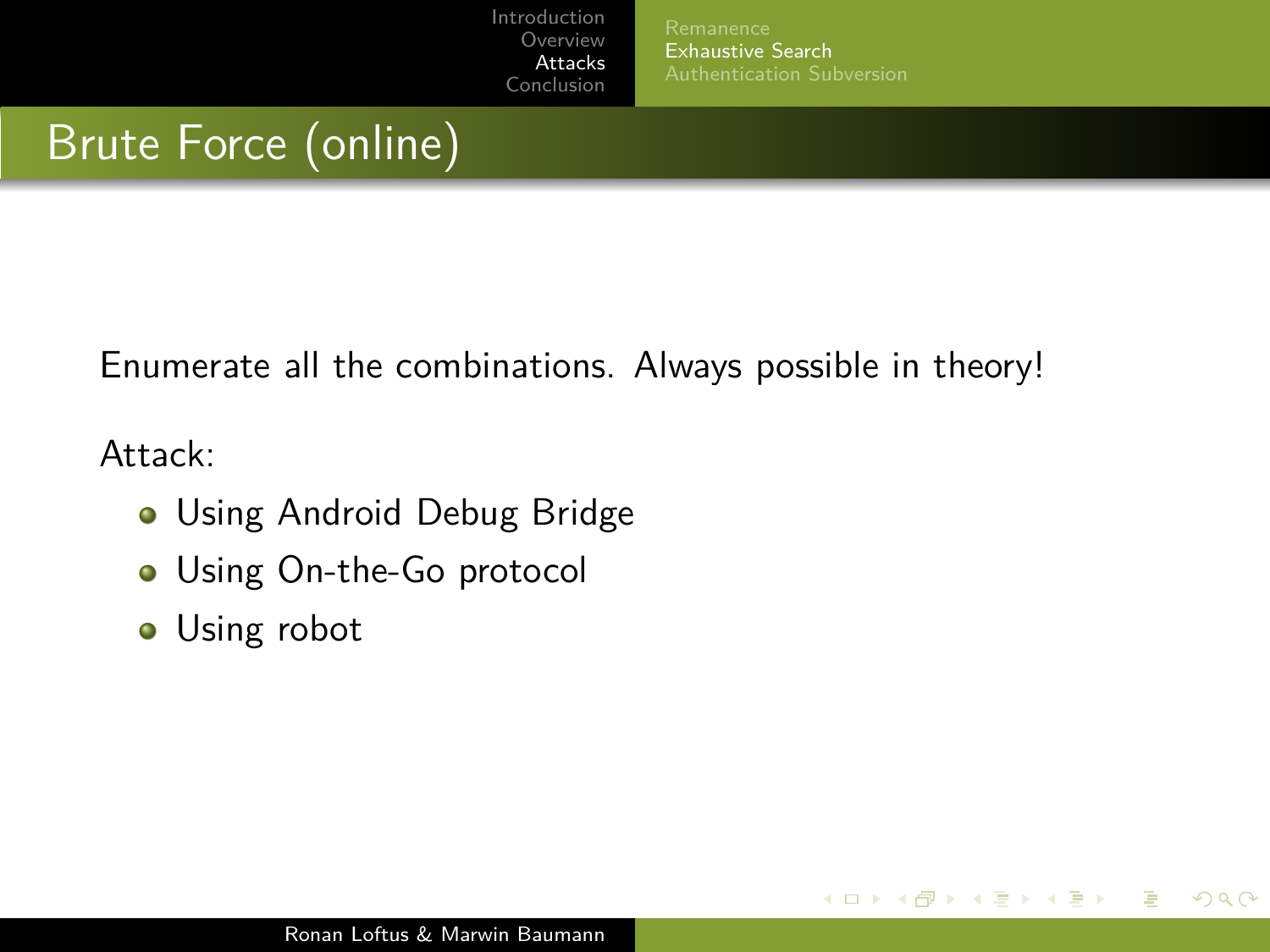# Brute Force (online)

Enumerate all the combinations. Always possible in theory!

Attack:

- Using Android Debug Bridge
- Using On-the-Go protocol
- Using robot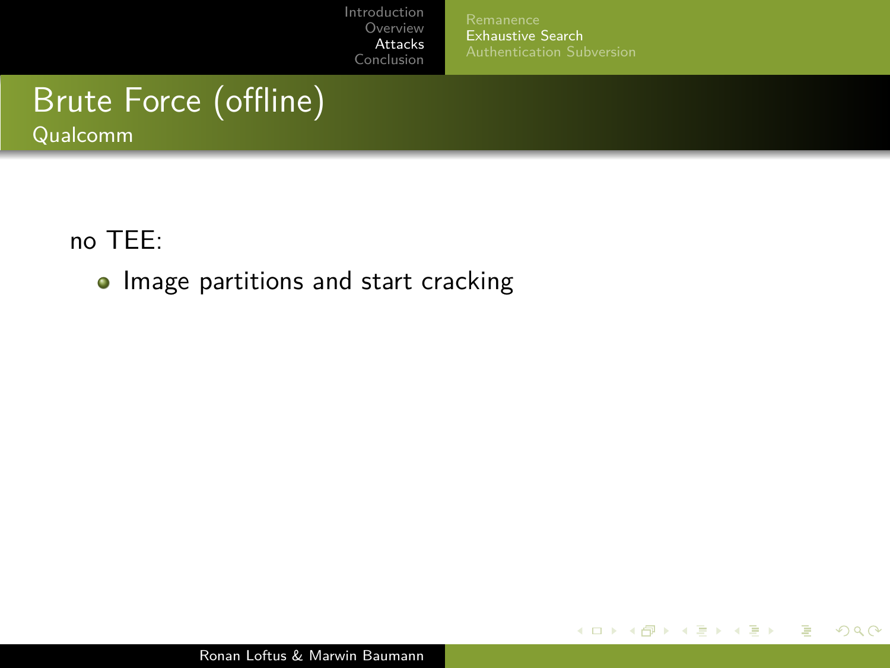## Brute Force (offline)

### Qualcomm

no TEE:

- Image partitions and start cracking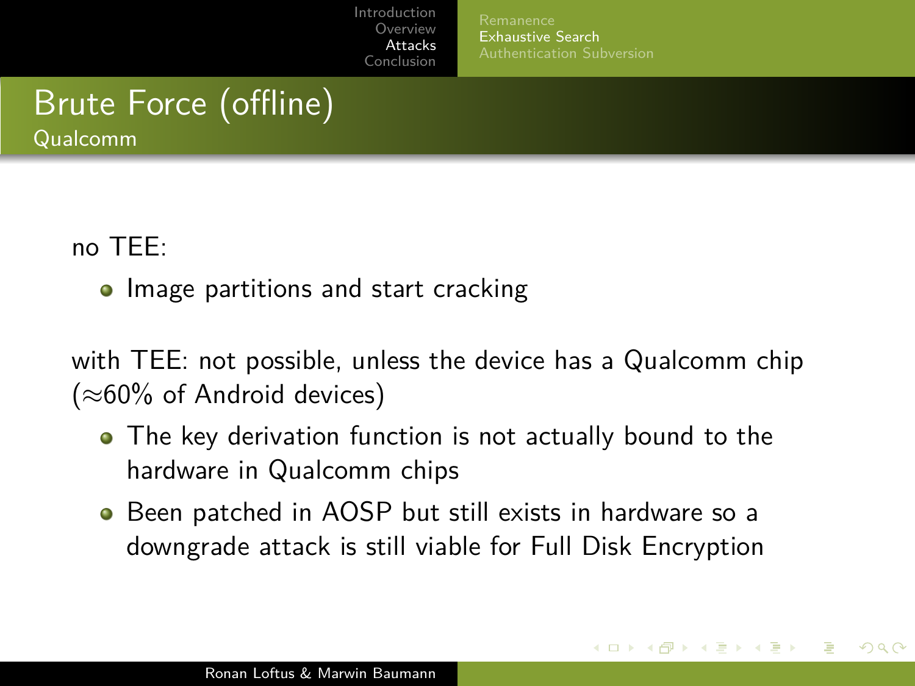# Brute Force (offline)

## Qualcomm

no TEE:

- Image partitions and start cracking

with TEE: not possible, unless the device has a Qualcomm chip ($\approx$60% of Android devices)

- The key derivation function is not actually bound to the hardware in Qualcomm chips
- Been patched in AOSP but still exists in hardware so a downgrade attack is still viable for Full Disk Encryption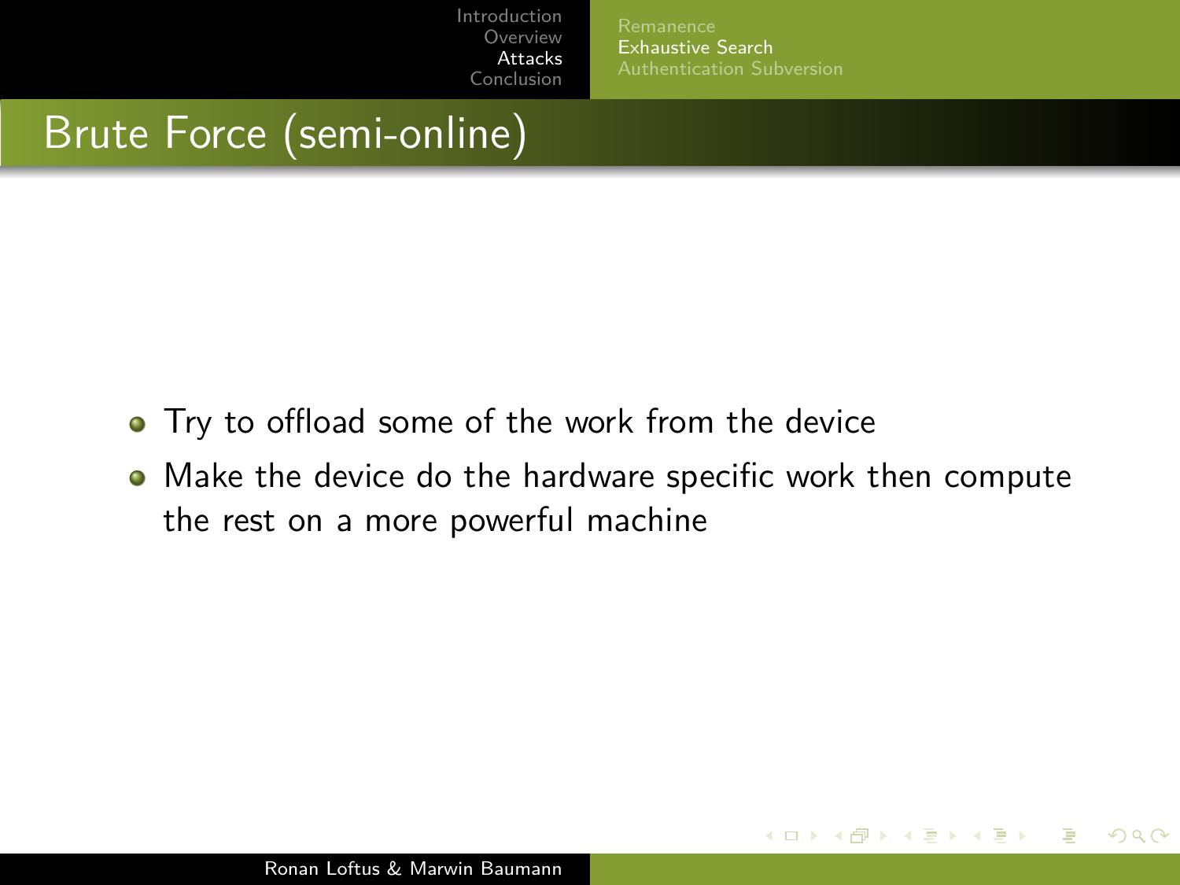## Brute Force (semi-online)

- Try to offload some of the work from the device
- Make the device do the hardware specific work then compute the rest on a more powerful machine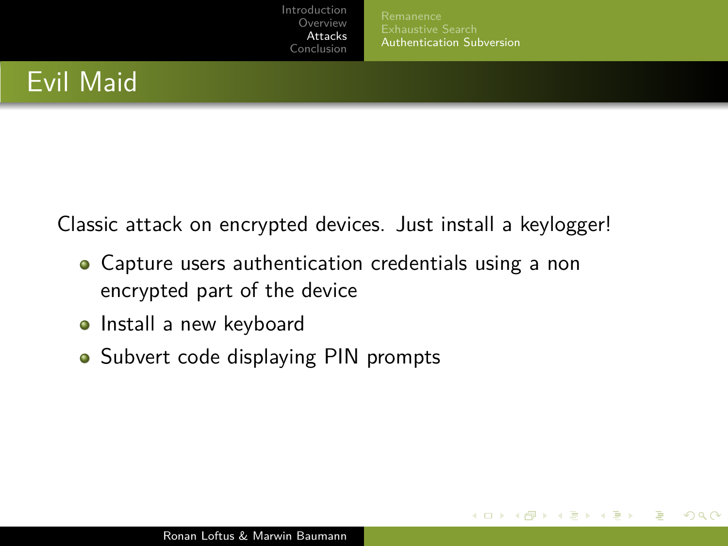## Evil Maid

Classic attack on encrypted devices. Just install a keylogger!

- Capture users authentication credentials using a non encrypted part of the device
- Install a new keyboard
- Subvert code displaying PIN prompts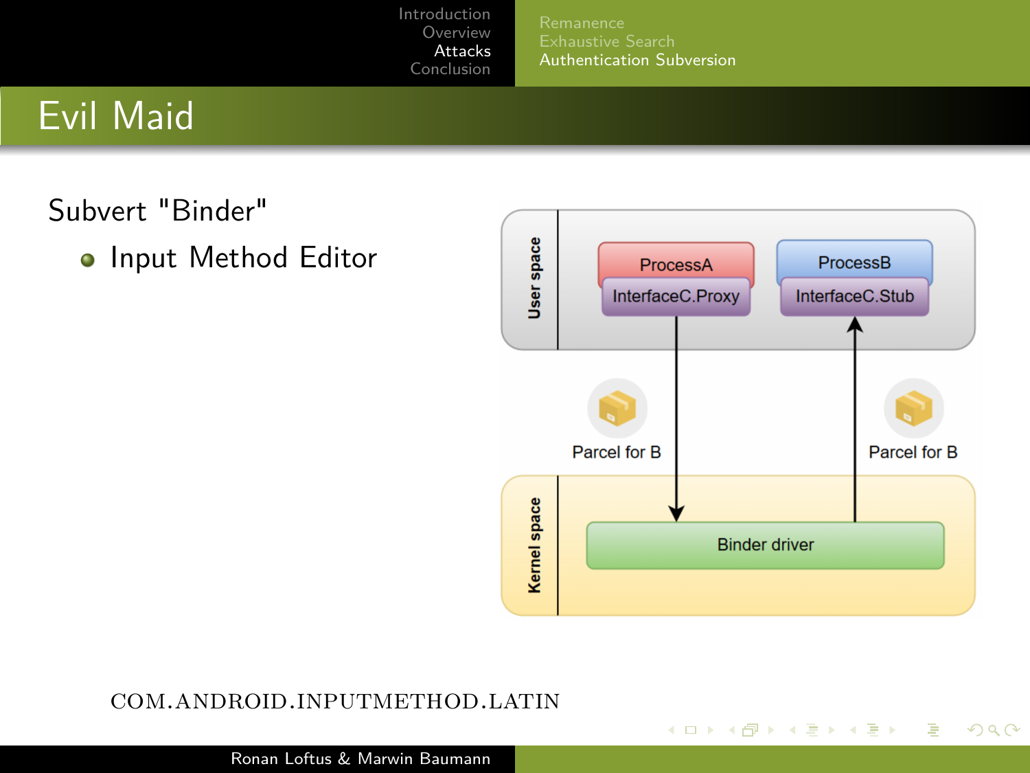# Evil Maid

Subvert "Binder"

- Input Method Editor

COM.ANDROID.INPUTMETHOD.LATIN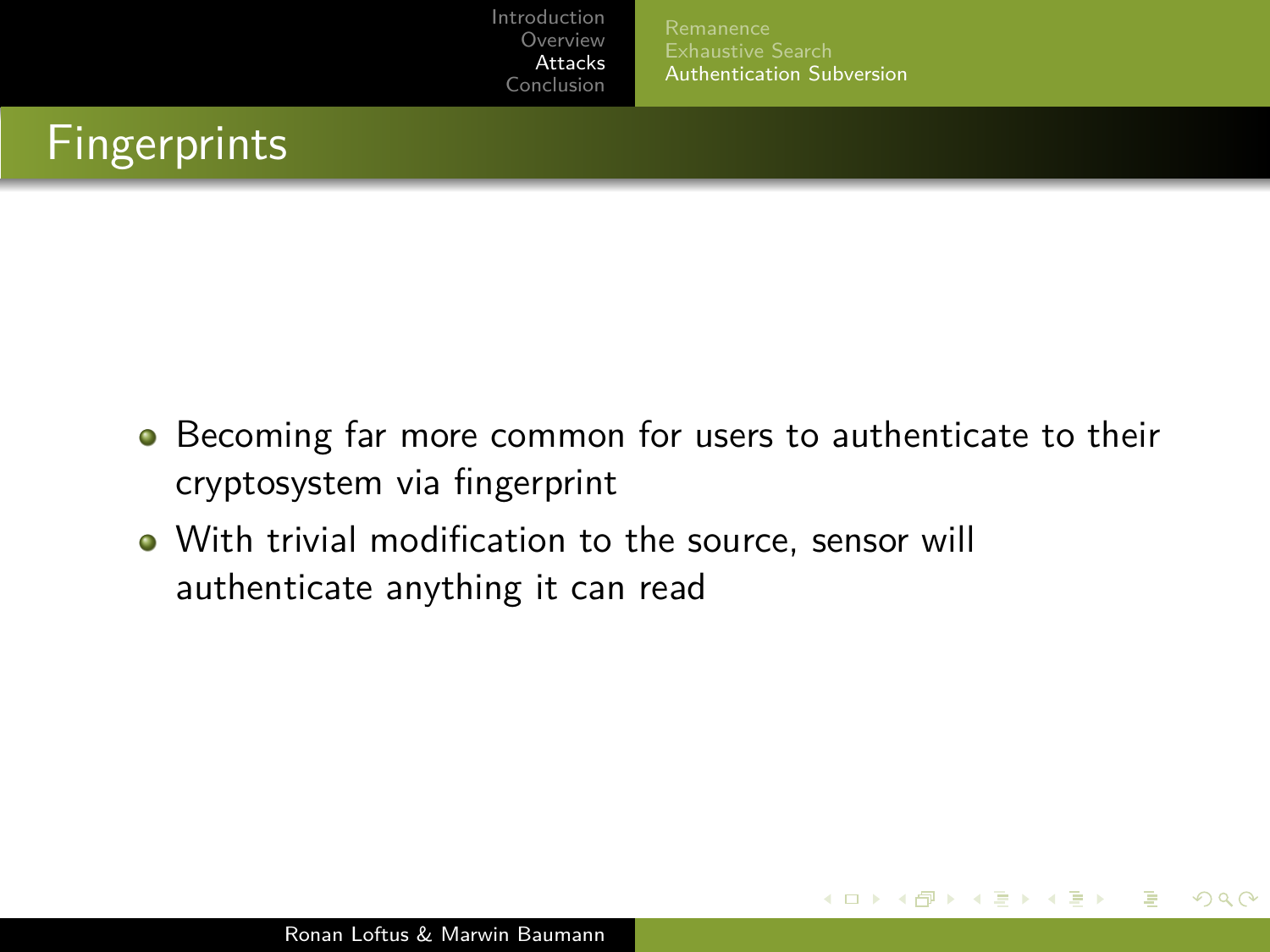# Fingerprints

- Becoming far more common for users to authenticate to their cryptosystem via fingerprint
- With trivial modification to the source, sensor will authenticate anything it can read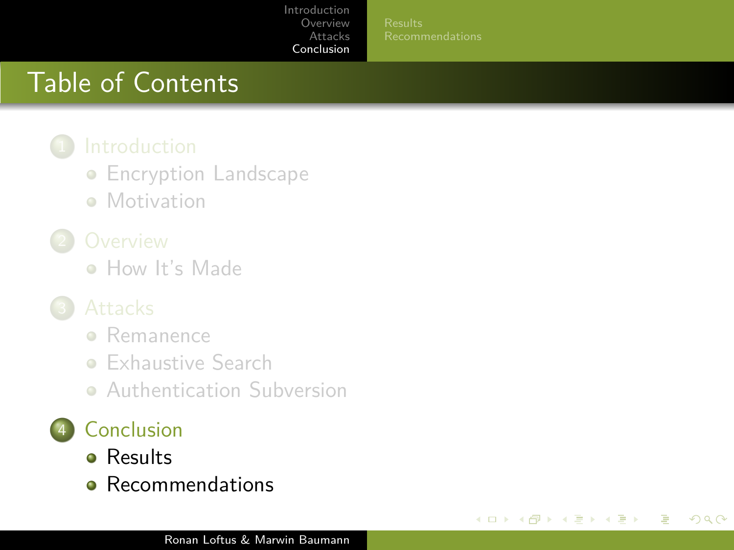# Table of Contents

1. Introduction
   - Encryption Landscape
   - Motivation
2. Overview
   - How It's Made
3. Attacks
   - Remanence
   - Exhaustive Search
   - Authentication Subversion
4. Conclusion
   - Results
   - Recommendations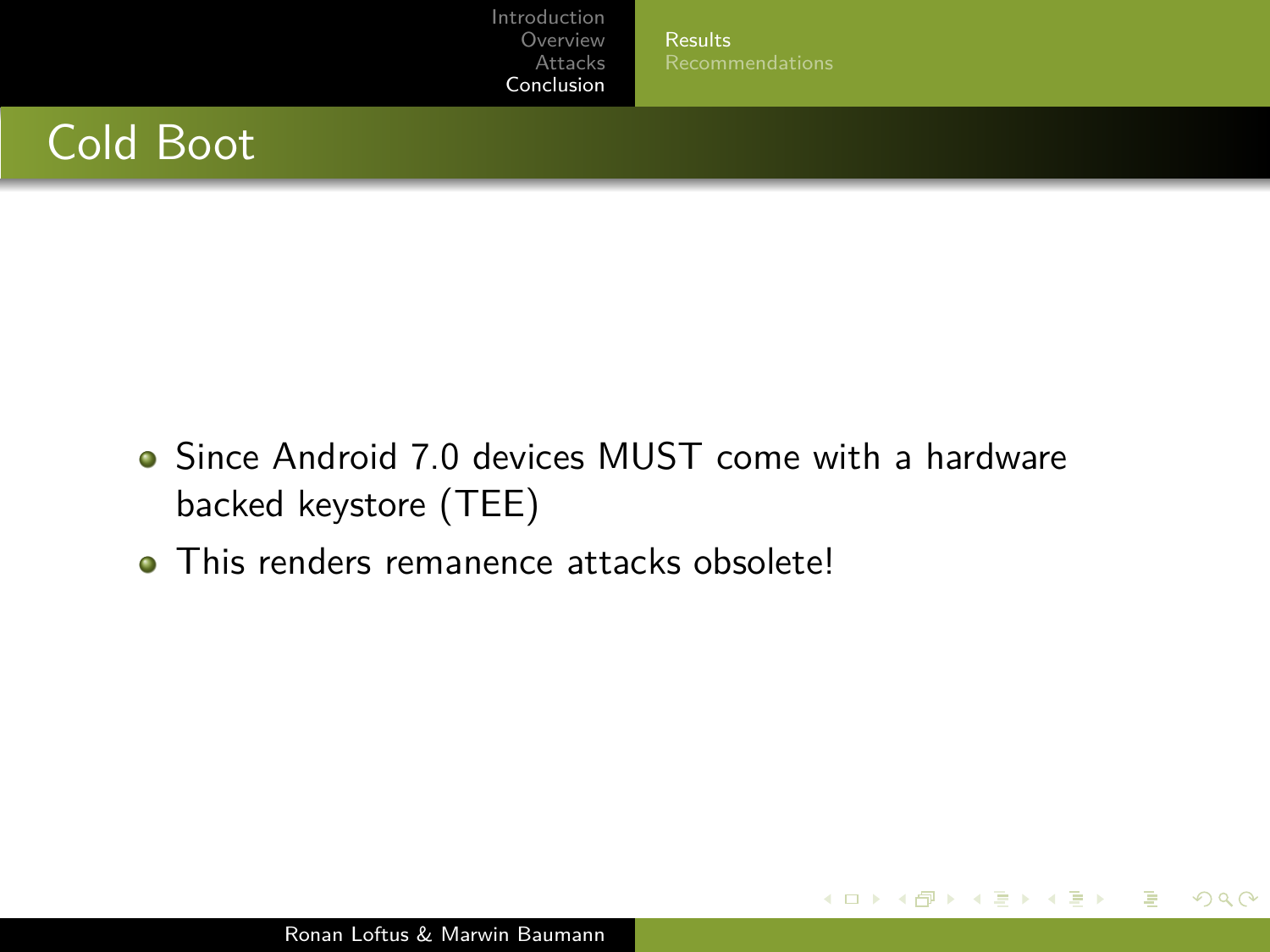# Cold Boot

- Since Android 7.0 devices MUST come with a hardware backed keystore (TEE)
- This renders remanence attacks obsolete!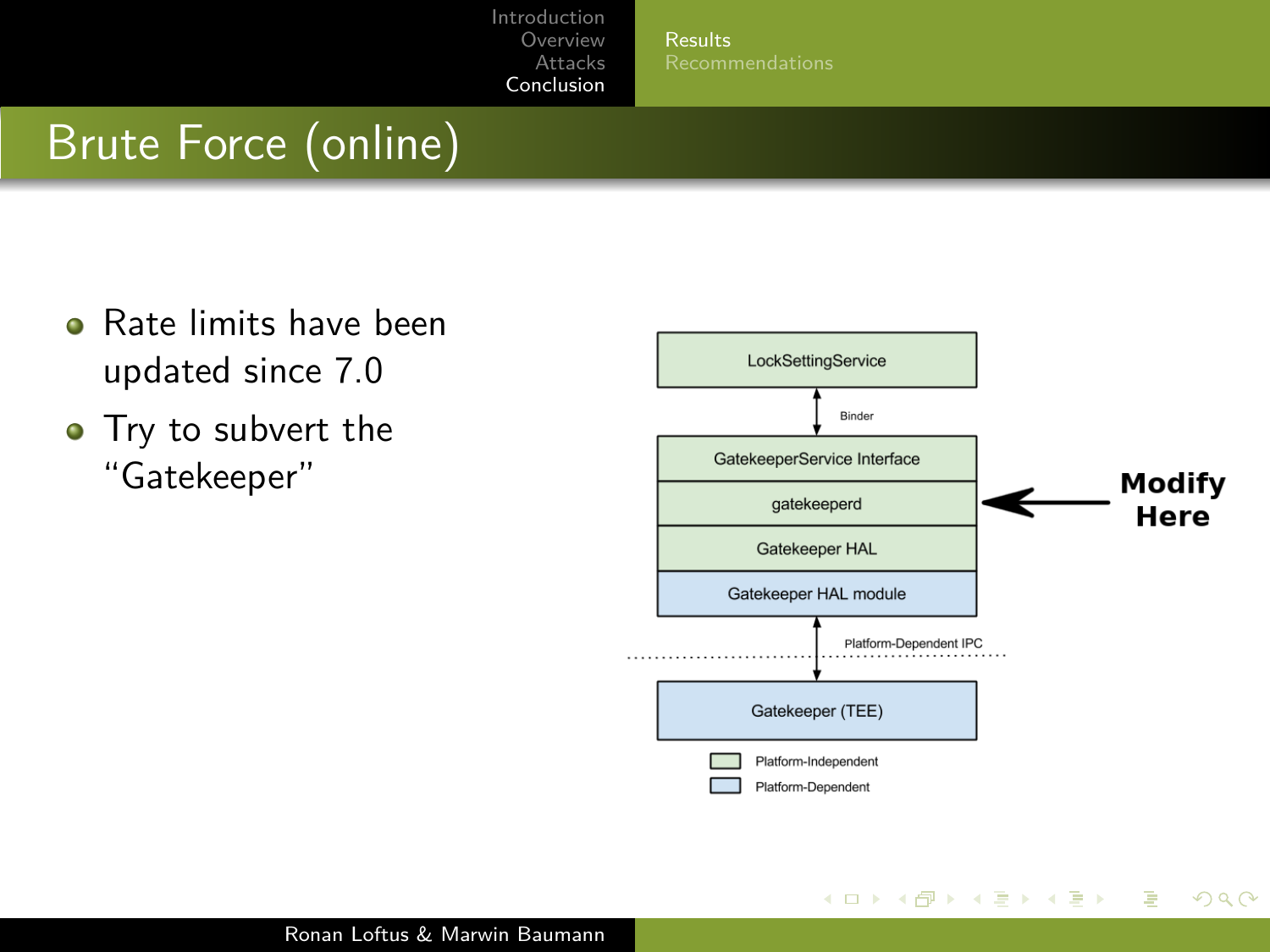# Brute Force (online)

- Rate limits have been updated since 7.0
- Try to subvert the "Gatekeeper"

LockSettingService

Binder

GatekeeperService Interface

gatekeeperd

Gatekeeper HAL

Gatekeeper HAL module

Platform-Dependent IPC

Gatekeeper (TEE)

Platform-Independent

Platform-Dependent

**Modify Here**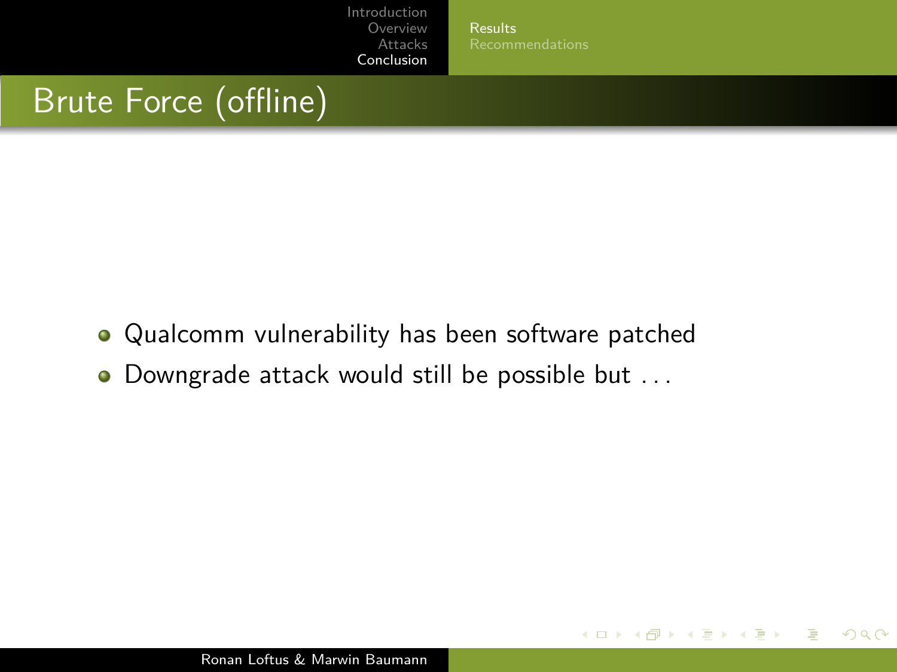# Brute Force (offline)

- Qualcomm vulnerability has been software patched
- Downgrade attack would still be possible but ...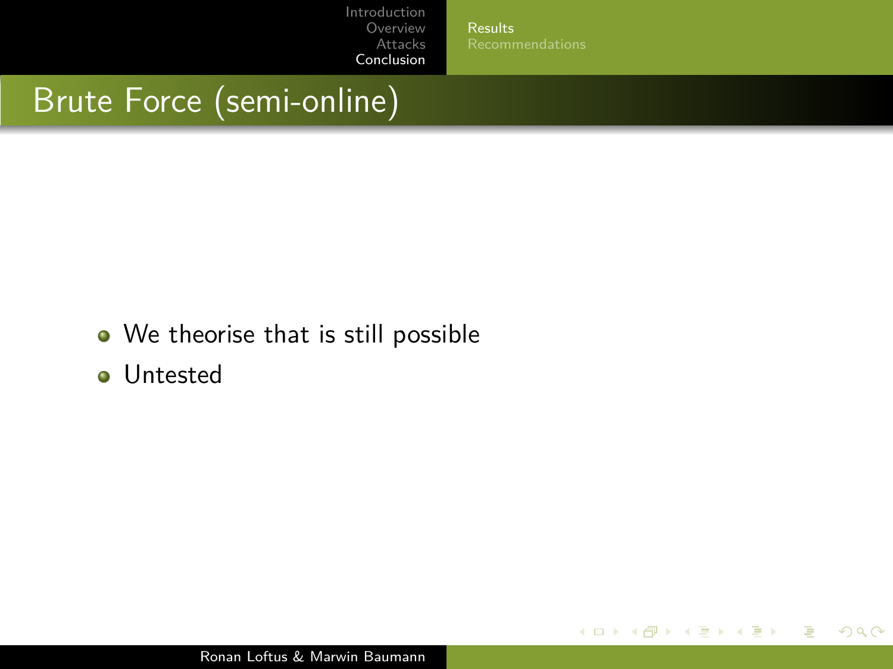# Brute Force (semi-online)

- We theorise that is still possible
- Untested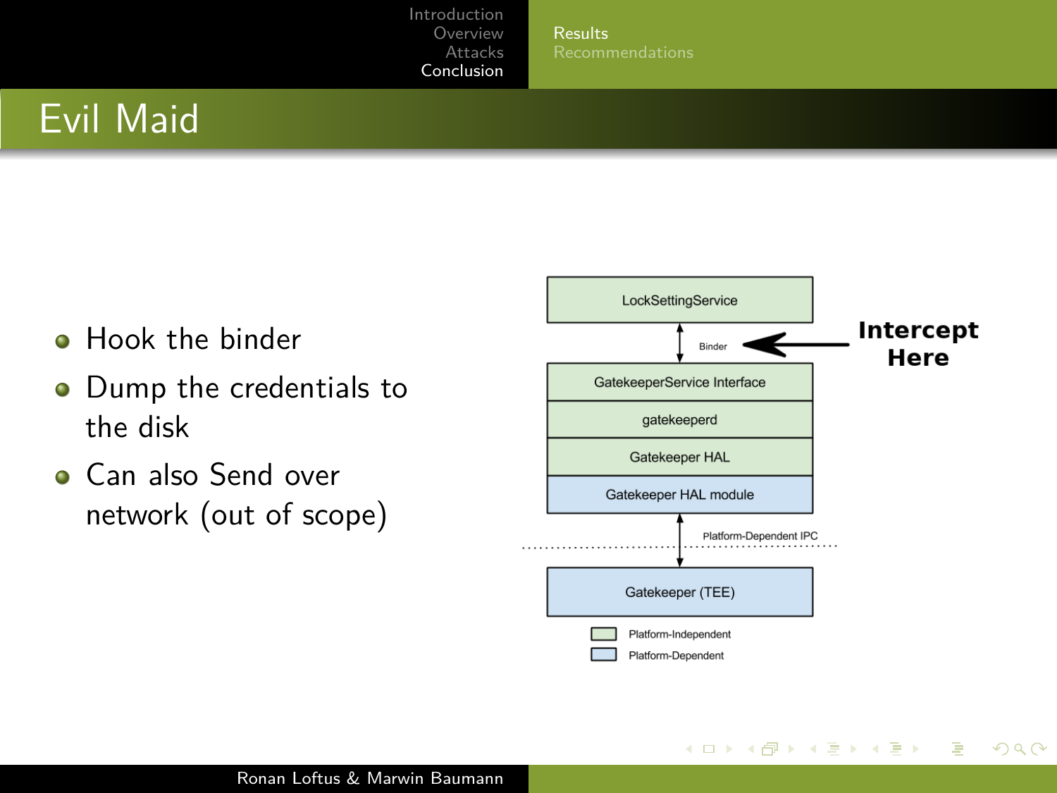# Evil Maid

- Hook the binder
- Dump the credentials to the disk
- Can also Send over network (out of scope)

LockSettingService

Binder

**Intercept Here**

GatekeeperService Interface

gatekeeperd

Gatekeeper HAL

Gatekeeper HAL module

Platform-Dependent IPC

Gatekeeper (TEE)

Platform-Independent

Platform-Dependent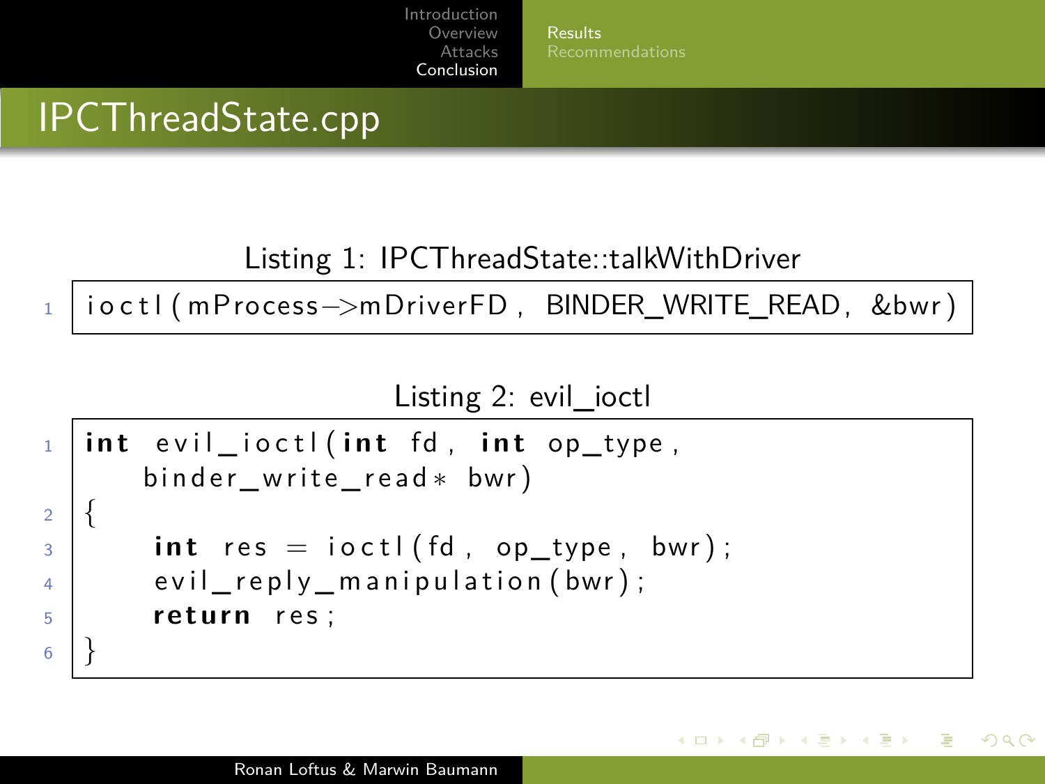# IPCThreadState.cpp

Listing 1: IPCThreadState::talkWithDriver

```
ioctl(mProcess->mDriverFD, BINDER_WRITE_READ, &bwr)
```

Listing 2: evil_ioctl

```
int evil_ioctl(int fd, int op_type,
    binder_write_read* bwr)
{
    int res = ioctl(fd, op_type, bwr);
    evil_reply_manipulation(bwr);
    return res;
}
```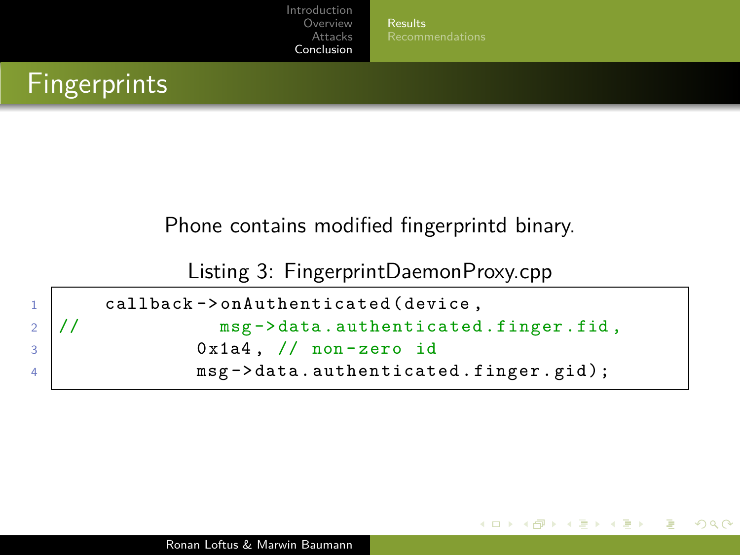# Fingerprints

Phone contains modified fingerprintd binary.

Listing 3: FingerprintDaemonProxy.cpp

```
    callback->onAuthenticated(device,
//              msg->data.authenticated.finger.fid,
             0x1a4, // non-zero id
             msg->data.authenticated.finger.gid);
```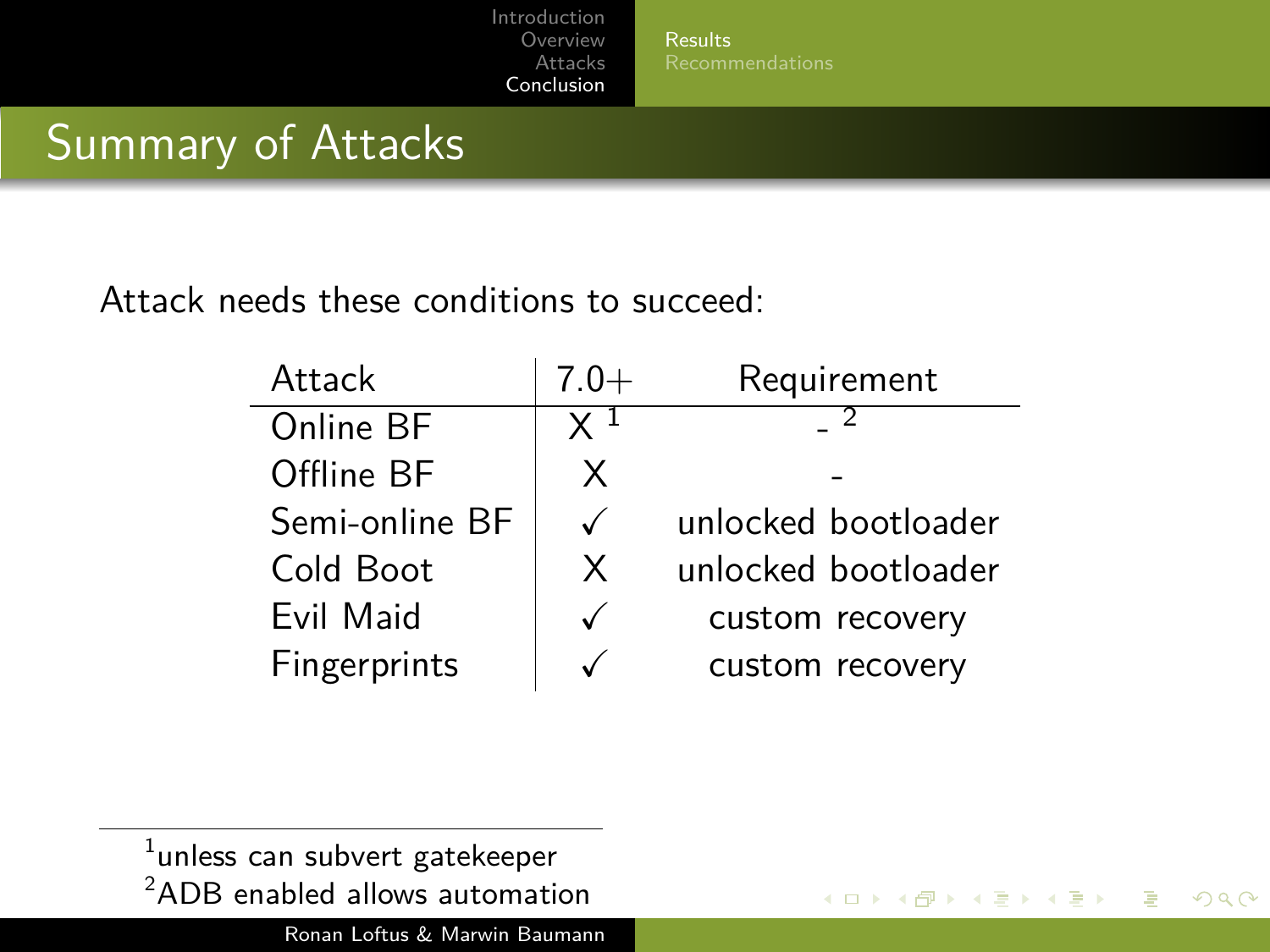## Summary of Attacks

Attack needs these conditions to succeed:

| Attack | 7.0+ | Requirement |
|---|---|---|
| Online BF | X [1] | - [2] |
| Offline BF | X | - |
| Semi-online BF | ✓ | unlocked bootloader |
| Cold Boot | X | unlocked bootloader |
| Evil Maid | ✓ | custom recovery |
| Fingerprints | ✓ | custom recovery |

[1] unless can subvert gatekeeper

[2] ADB enabled allows automation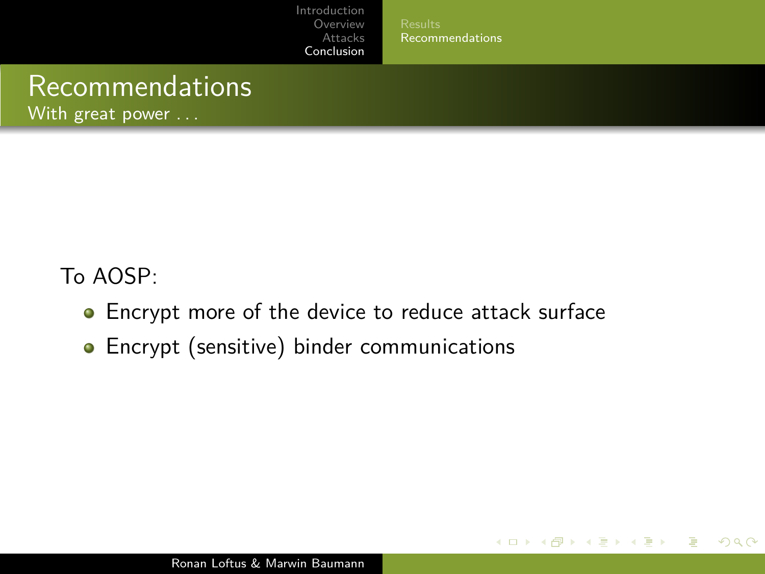# Recommendations

With great power . . .

To AOSP:

- Encrypt more of the device to reduce attack surface
- Encrypt (sensitive) binder communications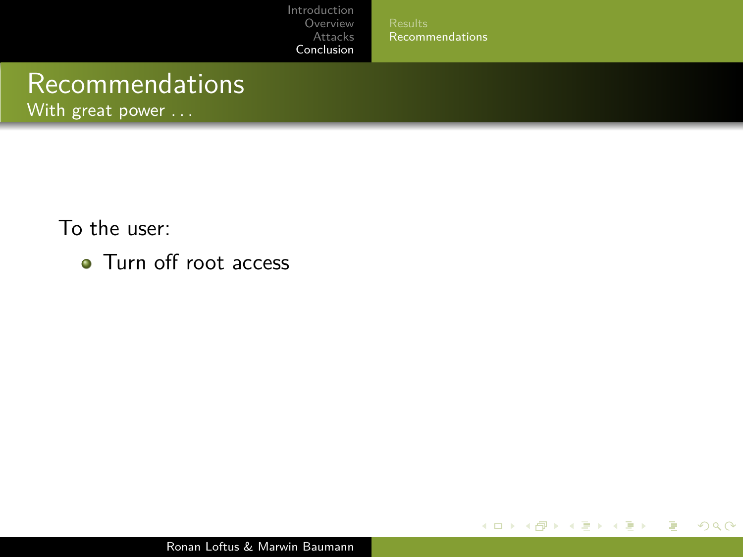# Recommendations

## With great power . . .

To the user:

- Turn off root access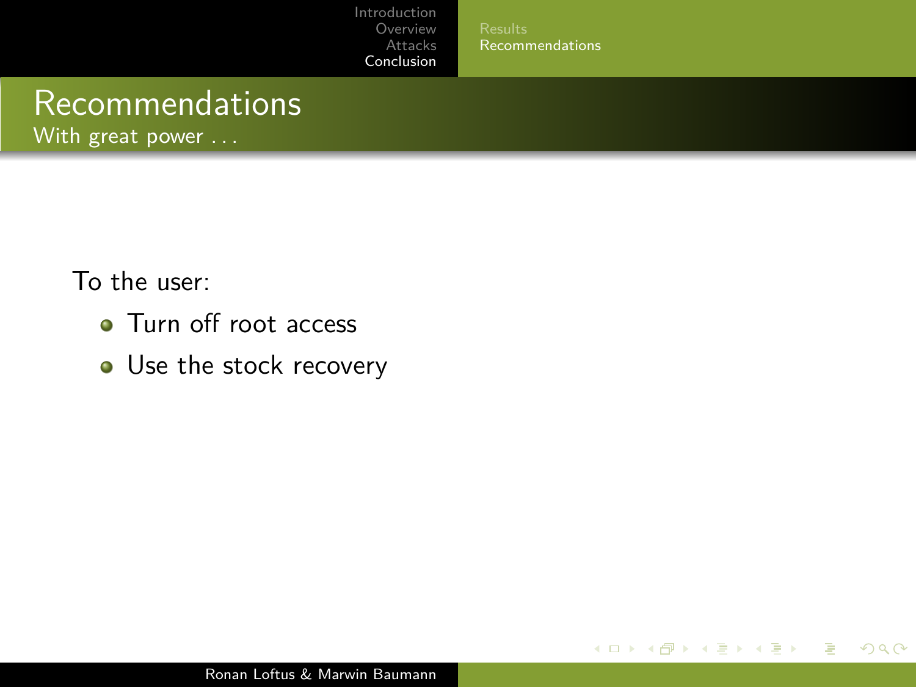# Recommendations

## With great power . . .

To the user:

- Turn off root access
- Use the stock recovery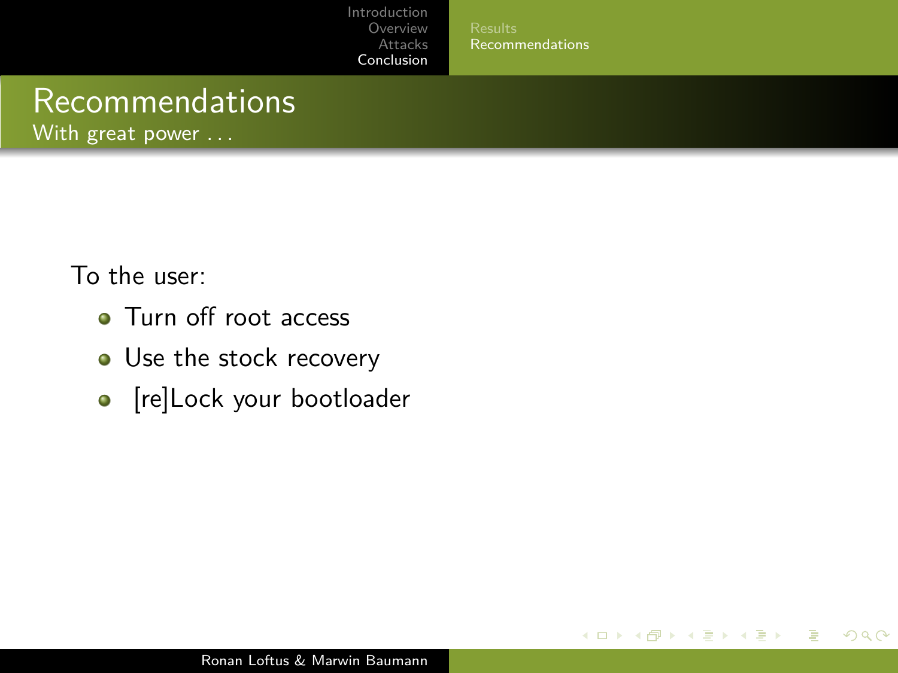# Recommendations

With great power . . .

To the user:

- Turn off root access
- Use the stock recovery
- [re]Lock your bootloader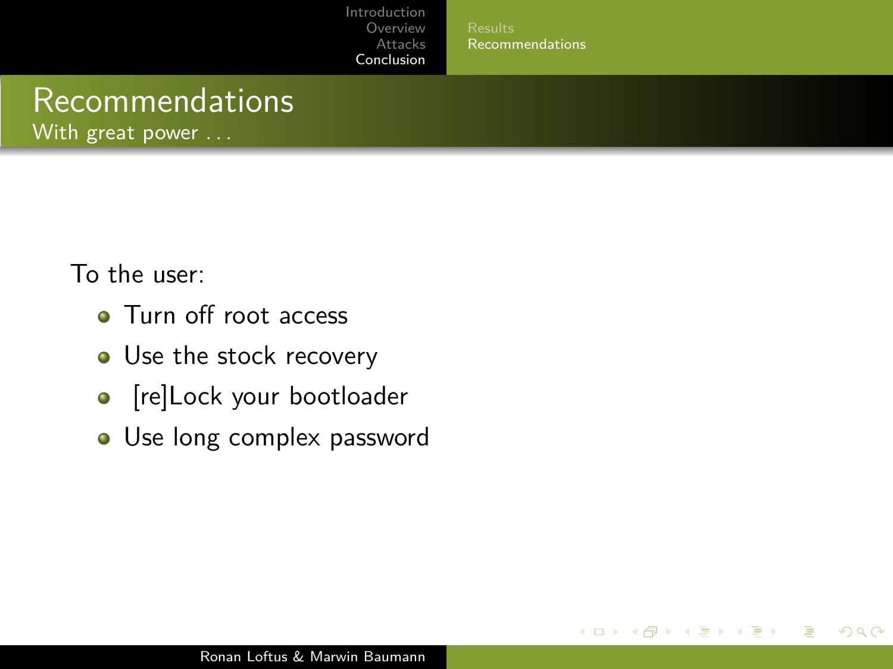# Recommendations

With great power . . .

To the user:

- Turn off root access
- Use the stock recovery
- [re]Lock your bootloader
- Use long complex password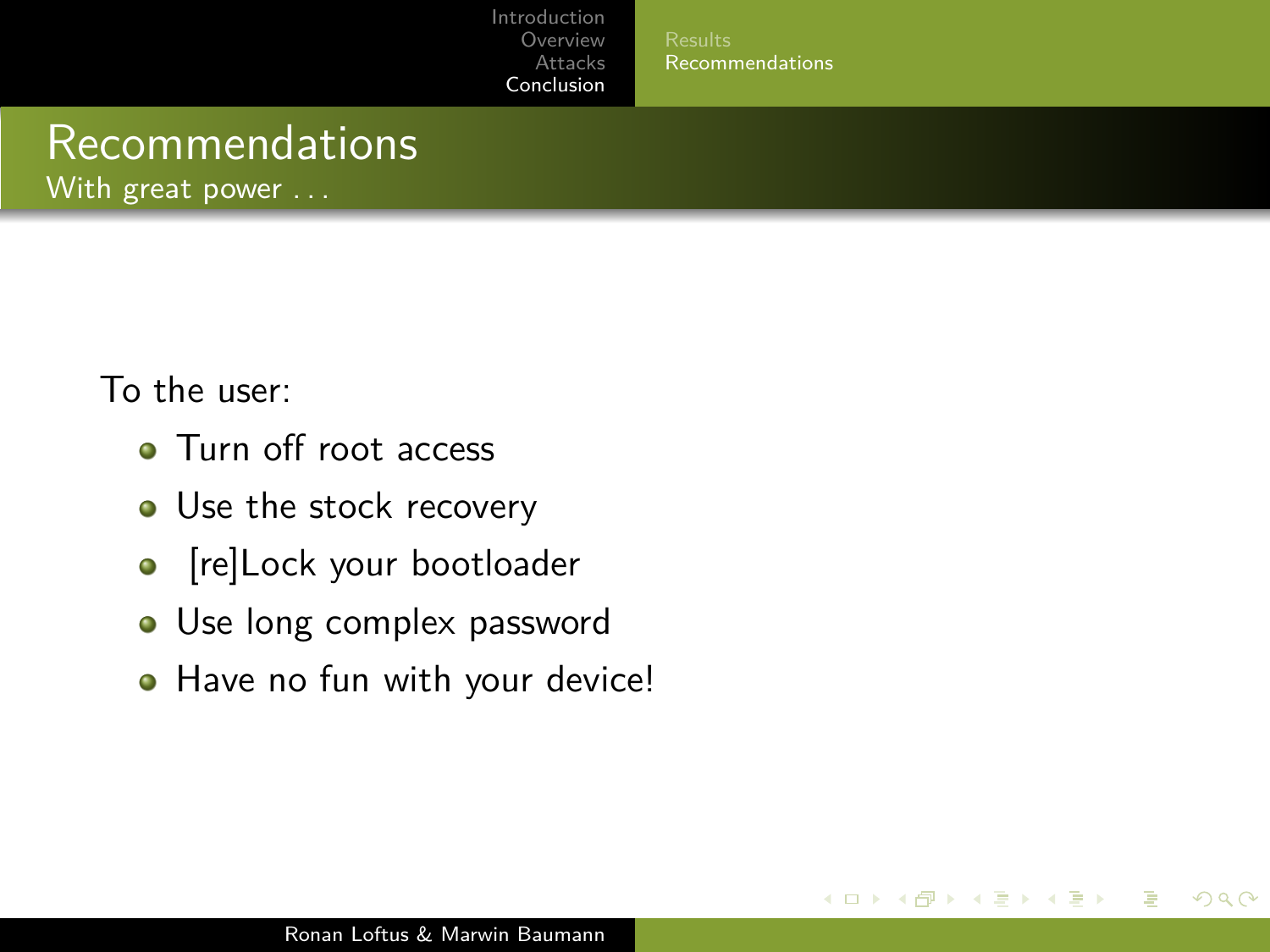# Recommendations

With great power . . .

To the user:

- Turn off root access
- Use the stock recovery
- [re]Lock your bootloader
- Use long complex password
- Have no fun with your device!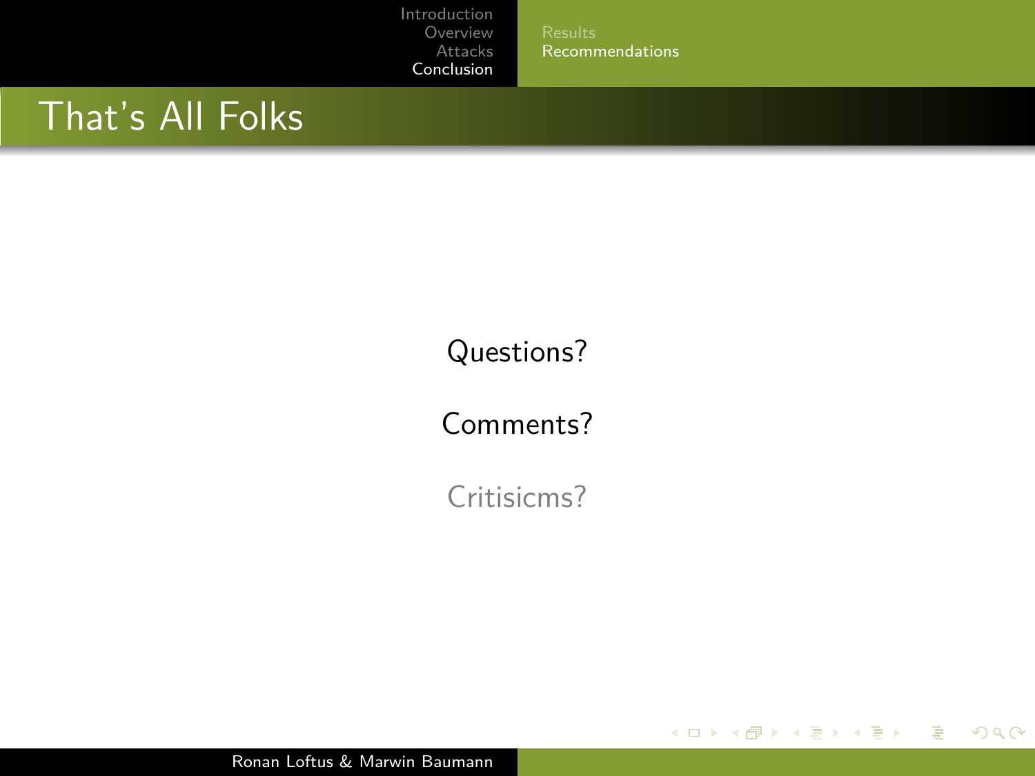# That's All Folks

Questions?

Comments?

Critisicms?